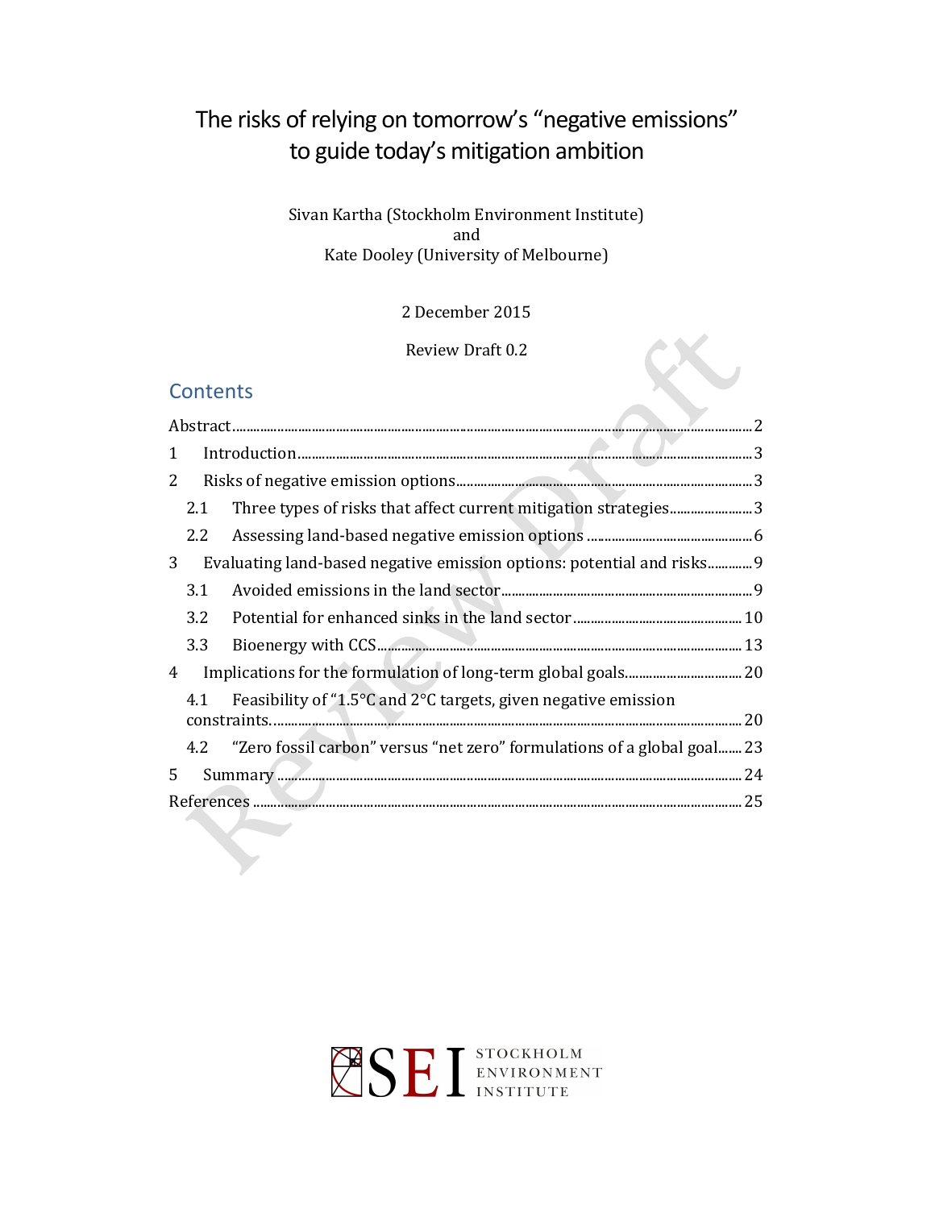# The risks of relying on tomorrow's "negative emissions" to guide today's mitigation ambition

Sivan Kartha (Stockholm Environment Institute)
and
Kate Dooley (University of Melbourne)

2 December 2015

Review Draft 0.2

## Contents

Abstract ..... 2
1 Introduction ..... 3
2 Risks of negative emission options ..... 3
  2.1 Three types of risks that affect current mitigation strategies ..... 3
  2.2 Assessing land-based negative emission options ..... 6
3 Evaluating land-based negative emission options: potential and risks ..... 9
  3.1 Avoided emissions in the land sector ..... 9
  3.2 Potential for enhanced sinks in the land sector ..... 10
  3.3 Bioenergy with CCS ..... 13
4 Implications for the formulation of long-term global goals ..... 20
  4.1 Feasibility of "1.5°C and 2°C targets, given negative emission constraints. ..... 20
  4.2 "Zero fossil carbon" versus "net zero" formulations of a global goal ..... 23
5 Summary ..... 24
References ..... 25

SEI STOCKHOLM ENVIRONMENT INSTITUTE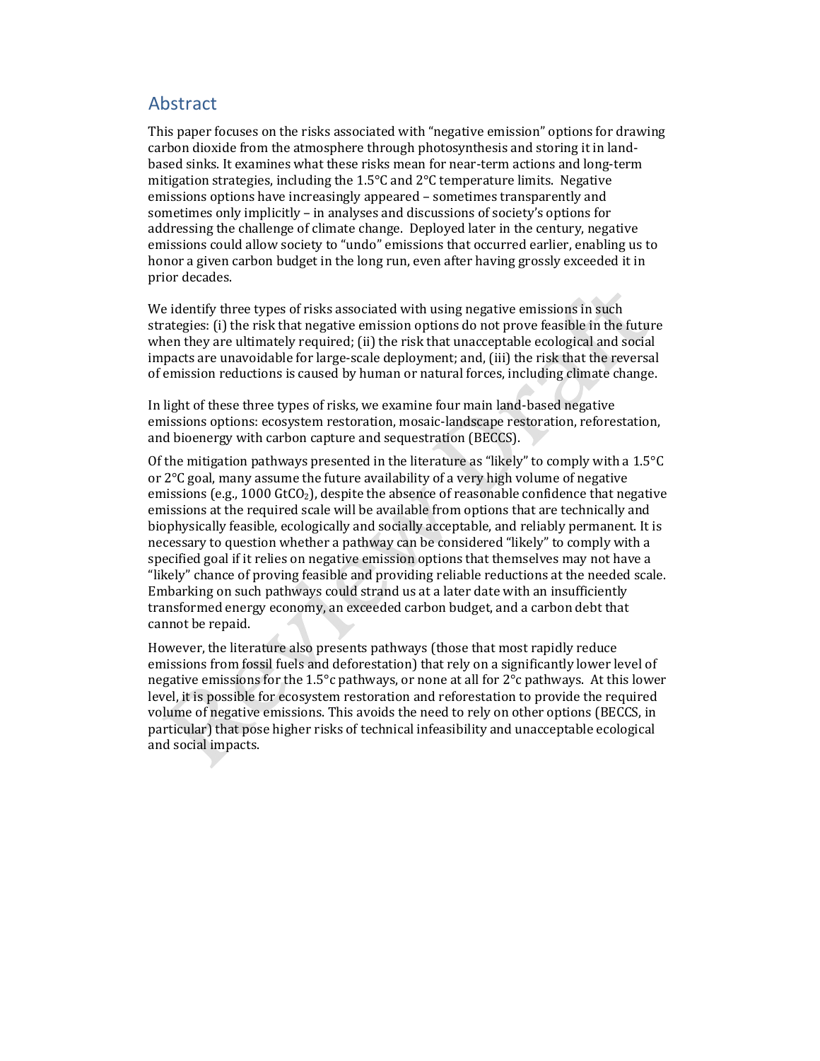## Abstract

This paper focuses on the risks associated with "negative emission" options for drawing carbon dioxide from the atmosphere through photosynthesis and storing it in land-based sinks. It examines what these risks mean for near-term actions and long-term mitigation strategies, including the 1.5°C and 2°C temperature limits. Negative emissions options have increasingly appeared – sometimes transparently and sometimes only implicitly – in analyses and discussions of society's options for addressing the challenge of climate change. Deployed later in the century, negative emissions could allow society to "undo" emissions that occurred earlier, enabling us to honor a given carbon budget in the long run, even after having grossly exceeded it in prior decades.

We identify three types of risks associated with using negative emissions in such strategies: (i) the risk that negative emission options do not prove feasible in the future when they are ultimately required; (ii) the risk that unacceptable ecological and social impacts are unavoidable for large-scale deployment; and, (iii) the risk that the reversal of emission reductions is caused by human or natural forces, including climate change.

In light of these three types of risks, we examine four main land-based negative emissions options: ecosystem restoration, mosaic-landscape restoration, reforestation, and bioenergy with carbon capture and sequestration (BECCS).

Of the mitigation pathways presented in the literature as "likely" to comply with a 1.5°C or 2°C goal, many assume the future availability of a very high volume of negative emissions (e.g., 1000 $GtCO_2$), despite the absence of reasonable confidence that negative emissions at the required scale will be available from options that are technically and biophysically feasible, ecologically and socially acceptable, and reliably permanent. It is necessary to question whether a pathway can be considered "likely" to comply with a specified goal if it relies on negative emission options that themselves may not have a "likely" chance of proving feasible and providing reliable reductions at the needed scale. Embarking on such pathways could strand us at a later date with an insufficiently transformed energy economy, an exceeded carbon budget, and a carbon debt that cannot be repaid.

However, the literature also presents pathways (those that most rapidly reduce emissions from fossil fuels and deforestation) that rely on a significantly lower level of negative emissions for the 1.5°c pathways, or none at all for 2°c pathways. At this lower level, it is possible for ecosystem restoration and reforestation to provide the required volume of negative emissions. This avoids the need to rely on other options (BECCS, in particular) that pose higher risks of technical infeasibility and unacceptable ecological and social impacts.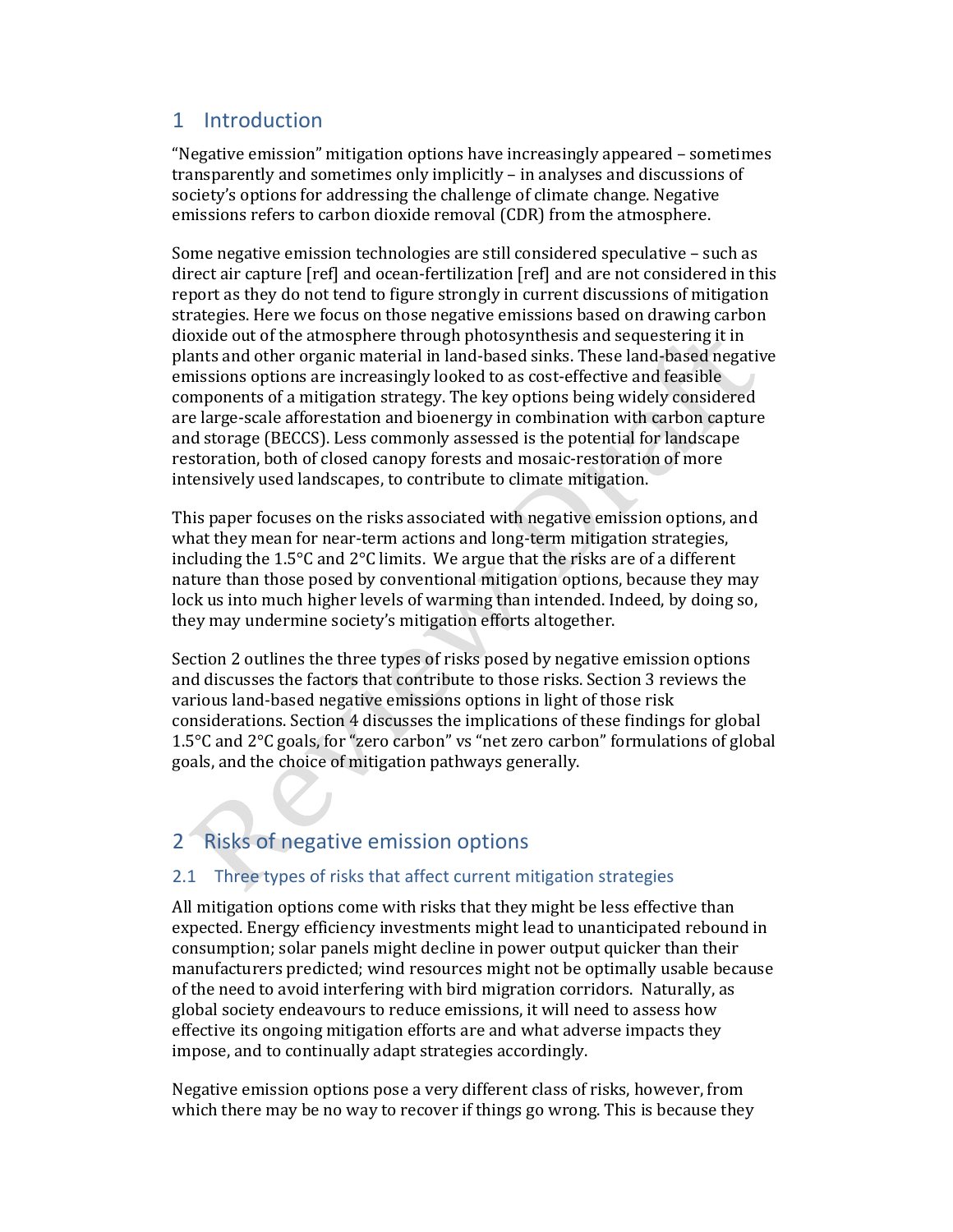# 1 Introduction

"Negative emission" mitigation options have increasingly appeared – sometimes transparently and sometimes only implicitly – in analyses and discussions of society's options for addressing the challenge of climate change. Negative emissions refers to carbon dioxide removal (CDR) from the atmosphere.

Some negative emission technologies are still considered speculative – such as direct air capture [ref] and ocean-fertilization [ref] and are not considered in this report as they do not tend to figure strongly in current discussions of mitigation strategies. Here we focus on those negative emissions based on drawing carbon dioxide out of the atmosphere through photosynthesis and sequestering it in plants and other organic material in land-based sinks. These land-based negative emissions options are increasingly looked to as cost-effective and feasible components of a mitigation strategy. The key options being widely considered are large-scale afforestation and bioenergy in combination with carbon capture and storage (BECCS). Less commonly assessed is the potential for landscape restoration, both of closed canopy forests and mosaic-restoration of more intensively used landscapes, to contribute to climate mitigation.

This paper focuses on the risks associated with negative emission options, and what they mean for near-term actions and long-term mitigation strategies, including the 1.5°C and 2°C limits. We argue that the risks are of a different nature than those posed by conventional mitigation options, because they may lock us into much higher levels of warming than intended. Indeed, by doing so, they may undermine society's mitigation efforts altogether.

Section 2 outlines the three types of risks posed by negative emission options and discusses the factors that contribute to those risks. Section 3 reviews the various land-based negative emissions options in light of those risk considerations. Section 4 discusses the implications of these findings for global 1.5°C and 2°C goals, for "zero carbon" vs "net zero carbon" formulations of global goals, and the choice of mitigation pathways generally.

# 2 Risks of negative emission options

## 2.1 Three types of risks that affect current mitigation strategies

All mitigation options come with risks that they might be less effective than expected. Energy efficiency investments might lead to unanticipated rebound in consumption; solar panels might decline in power output quicker than their manufacturers predicted; wind resources might not be optimally usable because of the need to avoid interfering with bird migration corridors. Naturally, as global society endeavours to reduce emissions, it will need to assess how effective its ongoing mitigation efforts are and what adverse impacts they impose, and to continually adapt strategies accordingly.

Negative emission options pose a very different class of risks, however, from which there may be no way to recover if things go wrong. This is because they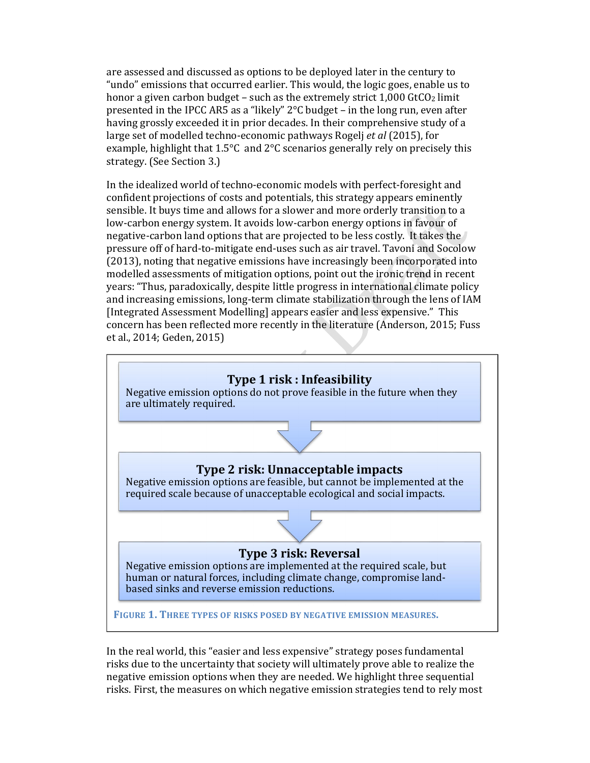are assessed and discussed as options to be deployed later in the century to "undo" emissions that occurred earlier. This would, the logic goes, enable us to honor a given carbon budget – such as the extremely strict 1,000 $GtCO_2$ limit presented in the IPCC AR5 as a "likely" 2°C budget – in the long run, even after having grossly exceeded it in prior decades. In their comprehensive study of a large set of modelled techno-economic pathways Rogelj *et al* (2015), for example, highlight that 1.5°C and 2°C scenarios generally rely on precisely this strategy. (See Section 3.)

In the idealized world of techno-economic models with perfect-foresight and confident projections of costs and potentials, this strategy appears eminently sensible. It buys time and allows for a slower and more orderly transition to a low-carbon energy system. It avoids low-carbon energy options in favour of negative-carbon land options that are projected to be less costly. It takes the pressure off of hard-to-mitigate end-uses such as air travel. Tavoni and Socolow (2013), noting that negative emissions have increasingly been incorporated into modelled assessments of mitigation options, point out the ironic trend in recent years: "Thus, paradoxically, despite little progress in international climate policy and increasing emissions, long-term climate stabilization through the lens of IAM [Integrated Assessment Modelling] appears easier and less expensive." This concern has been reflected more recently in the literature (Anderson, 2015; Fuss et al., 2014; Geden, 2015)

**Type 1 risk : Infeasibility**
Negative emission options do not prove feasible in the future when they are ultimately required.

**Type 2 risk: Unnacceptable impacts**
Negative emission options are feasible, but cannot be implemented at the required scale because of unacceptable ecological and social impacts.

**Type 3 risk: Reversal**
Negative emission options are implemented at the required scale, but human or natural forces, including climate change, compromise land-based sinks and reverse emission reductions.

FIGURE 1. THREE TYPES OF RISKS POSED BY NEGATIVE EMISSION MEASURES.

In the real world, this "easier and less expensive" strategy poses fundamental risks due to the uncertainty that society will ultimately prove able to realize the negative emission options when they are needed. We highlight three sequential risks. First, the measures on which negative emission strategies tend to rely most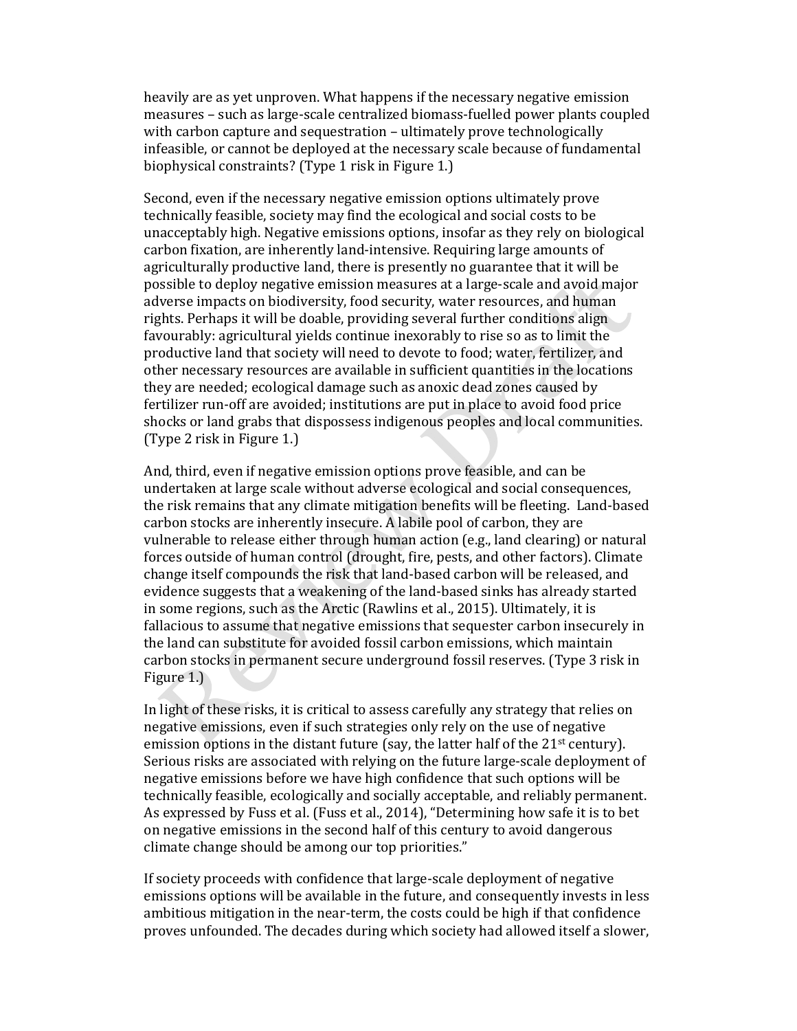heavily are as yet unproven. What happens if the necessary negative emission measures – such as large-scale centralized biomass-fuelled power plants coupled with carbon capture and sequestration – ultimately prove technologically infeasible, or cannot be deployed at the necessary scale because of fundamental biophysical constraints? (Type 1 risk in Figure 1.)

Second, even if the necessary negative emission options ultimately prove technically feasible, society may find the ecological and social costs to be unacceptably high. Negative emissions options, insofar as they rely on biological carbon fixation, are inherently land-intensive. Requiring large amounts of agriculturally productive land, there is presently no guarantee that it will be possible to deploy negative emission measures at a large-scale and avoid major adverse impacts on biodiversity, food security, water resources, and human rights. Perhaps it will be doable, providing several further conditions align favourably: agricultural yields continue inexorably to rise so as to limit the productive land that society will need to devote to food; water, fertilizer, and other necessary resources are available in sufficient quantities in the locations they are needed; ecological damage such as anoxic dead zones caused by fertilizer run-off are avoided; institutions are put in place to avoid food price shocks or land grabs that dispossess indigenous peoples and local communities. (Type 2 risk in Figure 1.)

And, third, even if negative emission options prove feasible, and can be undertaken at large scale without adverse ecological and social consequences, the risk remains that any climate mitigation benefits will be fleeting. Land-based carbon stocks are inherently insecure. A labile pool of carbon, they are vulnerable to release either through human action (e.g., land clearing) or natural forces outside of human control (drought, fire, pests, and other factors). Climate change itself compounds the risk that land-based carbon will be released, and evidence suggests that a weakening of the land-based sinks has already started in some regions, such as the Arctic (Rawlins et al., 2015). Ultimately, it is fallacious to assume that negative emissions that sequester carbon insecurely in the land can substitute for avoided fossil carbon emissions, which maintain carbon stocks in permanent secure underground fossil reserves. (Type 3 risk in Figure 1.)

In light of these risks, it is critical to assess carefully any strategy that relies on negative emissions, even if such strategies only rely on the use of negative emission options in the distant future (say, the latter half of the 21st century). Serious risks are associated with relying on the future large-scale deployment of negative emissions before we have high confidence that such options will be technically feasible, ecologically and socially acceptable, and reliably permanent. As expressed by Fuss et al. (Fuss et al., 2014), "Determining how safe it is to bet on negative emissions in the second half of this century to avoid dangerous climate change should be among our top priorities."

If society proceeds with confidence that large-scale deployment of negative emissions options will be available in the future, and consequently invests in less ambitious mitigation in the near-term, the costs could be high if that confidence proves unfounded. The decades during which society had allowed itself a slower,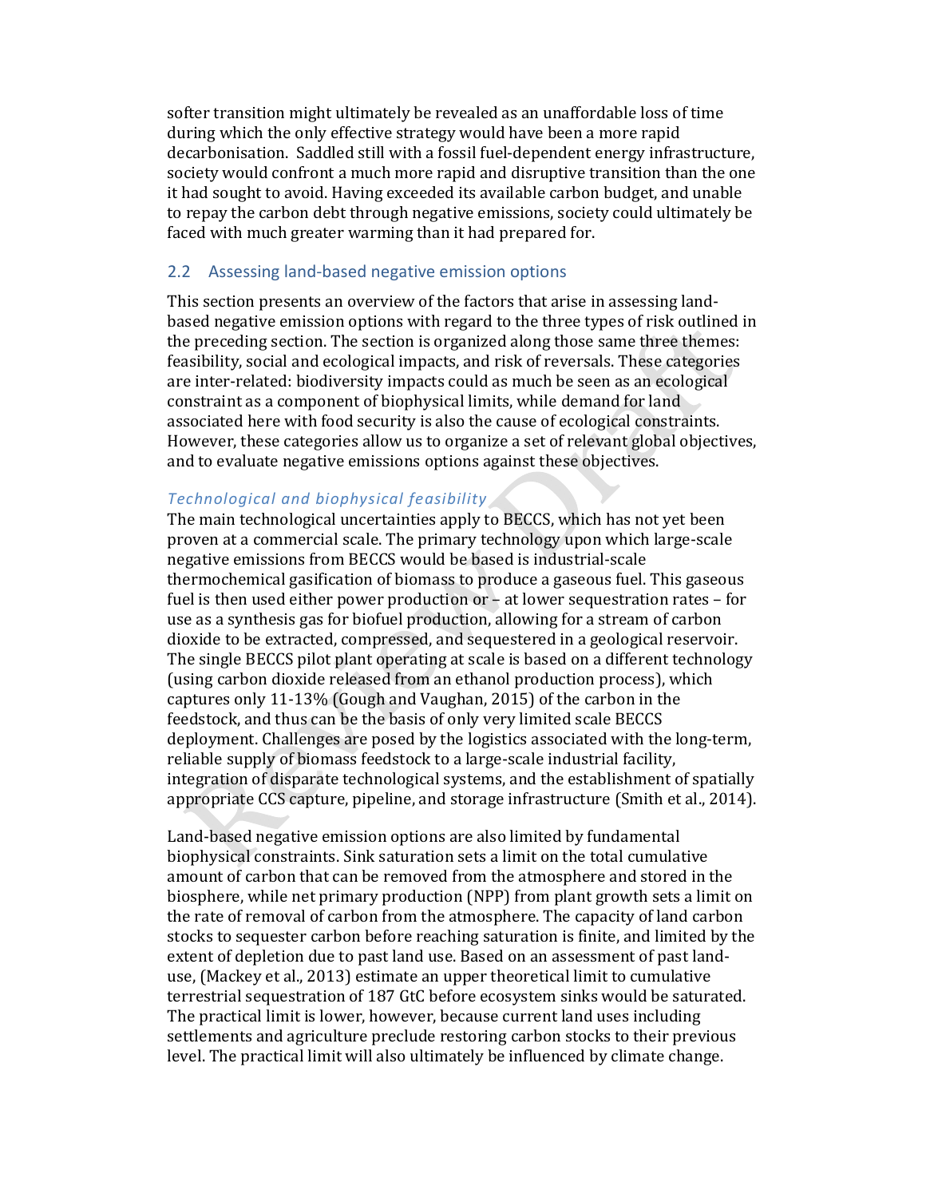softer transition might ultimately be revealed as an unaffordable loss of time during which the only effective strategy would have been a more rapid decarbonisation. Saddled still with a fossil fuel-dependent energy infrastructure, society would confront a much more rapid and disruptive transition than the one it had sought to avoid. Having exceeded its available carbon budget, and unable to repay the carbon debt through negative emissions, society could ultimately be faced with much greater warming than it had prepared for.

## 2.2 Assessing land-based negative emission options

This section presents an overview of the factors that arise in assessing land-based negative emission options with regard to the three types of risk outlined in the preceding section. The section is organized along those same three themes: feasibility, social and ecological impacts, and risk of reversals. These categories are inter-related: biodiversity impacts could as much be seen as an ecological constraint as a component of biophysical limits, while demand for land associated here with food security is also the cause of ecological constraints. However, these categories allow us to organize a set of relevant global objectives, and to evaluate negative emissions options against these objectives.

### *Technological and biophysical feasibility*

The main technological uncertainties apply to BECCS, which has not yet been proven at a commercial scale. The primary technology upon which large-scale negative emissions from BECCS would be based is industrial-scale thermochemical gasification of biomass to produce a gaseous fuel. This gaseous fuel is then used either power production or – at lower sequestration rates – for use as a synthesis gas for biofuel production, allowing for a stream of carbon dioxide to be extracted, compressed, and sequestered in a geological reservoir. The single BECCS pilot plant operating at scale is based on a different technology (using carbon dioxide released from an ethanol production process), which captures only 11-13% (Gough and Vaughan, 2015) of the carbon in the feedstock, and thus can be the basis of only very limited scale BECCS deployment. Challenges are posed by the logistics associated with the long-term, reliable supply of biomass feedstock to a large-scale industrial facility, integration of disparate technological systems, and the establishment of spatially appropriate CCS capture, pipeline, and storage infrastructure (Smith et al., 2014).

Land-based negative emission options are also limited by fundamental biophysical constraints. Sink saturation sets a limit on the total cumulative amount of carbon that can be removed from the atmosphere and stored in the biosphere, while net primary production (NPP) from plant growth sets a limit on the rate of removal of carbon from the atmosphere. The capacity of land carbon stocks to sequester carbon before reaching saturation is finite, and limited by the extent of depletion due to past land use. Based on an assessment of past land-use, (Mackey et al., 2013) estimate an upper theoretical limit to cumulative terrestrial sequestration of 187 GtC before ecosystem sinks would be saturated. The practical limit is lower, however, because current land uses including settlements and agriculture preclude restoring carbon stocks to their previous level. The practical limit will also ultimately be influenced by climate change.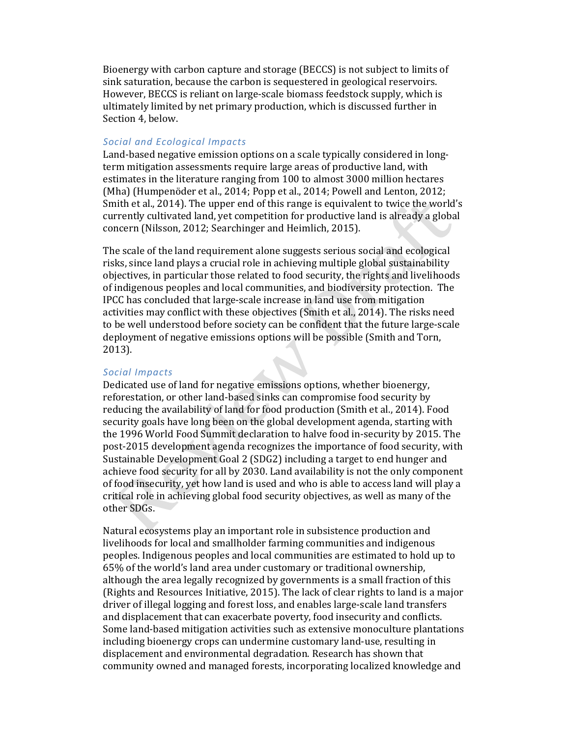Bioenergy with carbon capture and storage (BECCS) is not subject to limits of sink saturation, because the carbon is sequestered in geological reservoirs. However, BECCS is reliant on large-scale biomass feedstock supply, which is ultimately limited by net primary production, which is discussed further in Section 4, below.

### *Social and Ecological Impacts*

Land-based negative emission options on a scale typically considered in long-term mitigation assessments require large areas of productive land, with estimates in the literature ranging from 100 to almost 3000 million hectares (Mha) (Humpenöder et al., 2014; Popp et al., 2014; Powell and Lenton, 2012; Smith et al., 2014). The upper end of this range is equivalent to twice the world's currently cultivated land, yet competition for productive land is already a global concern (Nilsson, 2012; Searchinger and Heimlich, 2015).

The scale of the land requirement alone suggests serious social and ecological risks, since land plays a crucial role in achieving multiple global sustainability objectives, in particular those related to food security, the rights and livelihoods of indigenous peoples and local communities, and biodiversity protection. The IPCC has concluded that large-scale increase in land use from mitigation activities may conflict with these objectives (Smith et al., 2014). The risks need to be well understood before society can be confident that the future large-scale deployment of negative emissions options will be possible (Smith and Torn, 2013).

### *Social Impacts*

Dedicated use of land for negative emissions options, whether bioenergy, reforestation, or other land-based sinks can compromise food security by reducing the availability of land for food production (Smith et al., 2014). Food security goals have long been on the global development agenda, starting with the 1996 World Food Summit declaration to halve food in-security by 2015. The post-2015 development agenda recognizes the importance of food security, with Sustainable Development Goal 2 (SDG2) including a target to end hunger and achieve food security for all by 2030. Land availability is not the only component of food insecurity, yet how land is used and who is able to access land will play a critical role in achieving global food security objectives, as well as many of the other SDGs.

Natural ecosystems play an important role in subsistence production and livelihoods for local and smallholder farming communities and indigenous peoples. Indigenous peoples and local communities are estimated to hold up to 65% of the world's land area under customary or traditional ownership, although the area legally recognized by governments is a small fraction of this (Rights and Resources Initiative, 2015). The lack of clear rights to land is a major driver of illegal logging and forest loss, and enables large-scale land transfers and displacement that can exacerbate poverty, food insecurity and conflicts. Some land-based mitigation activities such as extensive monoculture plantations including bioenergy crops can undermine customary land-use, resulting in displacement and environmental degradation. Research has shown that community owned and managed forests, incorporating localized knowledge and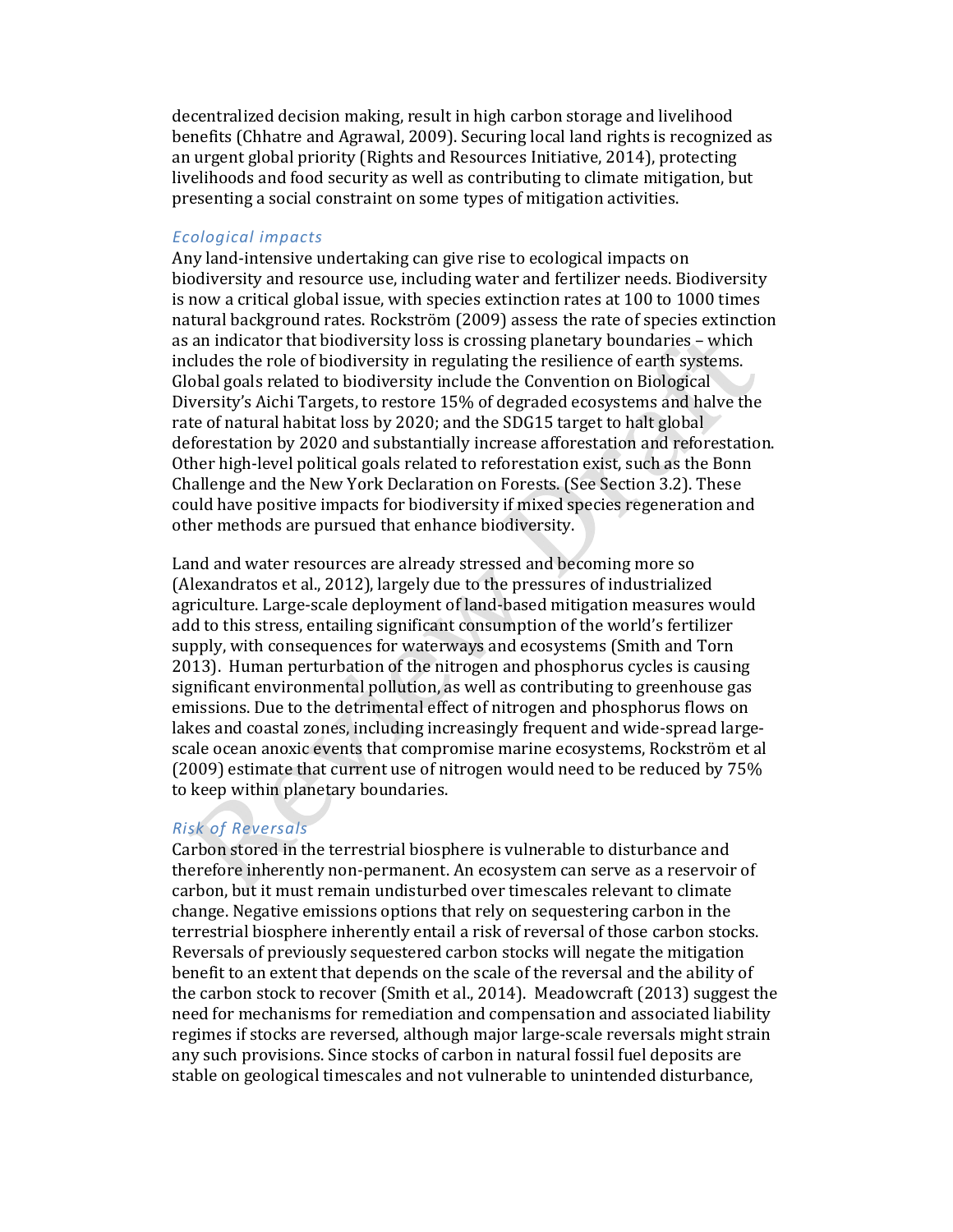decentralized decision making, result in high carbon storage and livelihood benefits (Chhatre and Agrawal, 2009). Securing local land rights is recognized as an urgent global priority (Rights and Resources Initiative, 2014), protecting livelihoods and food security as well as contributing to climate mitigation, but presenting a social constraint on some types of mitigation activities.

### *Ecological impacts*

Any land-intensive undertaking can give rise to ecological impacts on biodiversity and resource use, including water and fertilizer needs. Biodiversity is now a critical global issue, with species extinction rates at 100 to 1000 times natural background rates. Rockström (2009) assess the rate of species extinction as an indicator that biodiversity loss is crossing planetary boundaries – which includes the role of biodiversity in regulating the resilience of earth systems. Global goals related to biodiversity include the Convention on Biological Diversity's Aichi Targets, to restore 15% of degraded ecosystems and halve the rate of natural habitat loss by 2020; and the SDG15 target to halt global deforestation by 2020 and substantially increase afforestation and reforestation. Other high-level political goals related to reforestation exist, such as the Bonn Challenge and the New York Declaration on Forests. (See Section 3.2). These could have positive impacts for biodiversity if mixed species regeneration and other methods are pursued that enhance biodiversity.

Land and water resources are already stressed and becoming more so (Alexandratos et al., 2012), largely due to the pressures of industrialized agriculture. Large-scale deployment of land-based mitigation measures would add to this stress, entailing significant consumption of the world's fertilizer supply, with consequences for waterways and ecosystems (Smith and Torn 2013). Human perturbation of the nitrogen and phosphorus cycles is causing significant environmental pollution, as well as contributing to greenhouse gas emissions. Due to the detrimental effect of nitrogen and phosphorus flows on lakes and coastal zones, including increasingly frequent and wide-spread large-scale ocean anoxic events that compromise marine ecosystems, Rockström et al (2009) estimate that current use of nitrogen would need to be reduced by 75% to keep within planetary boundaries.

### *Risk of Reversals*

Carbon stored in the terrestrial biosphere is vulnerable to disturbance and therefore inherently non-permanent. An ecosystem can serve as a reservoir of carbon, but it must remain undisturbed over timescales relevant to climate change. Negative emissions options that rely on sequestering carbon in the terrestrial biosphere inherently entail a risk of reversal of those carbon stocks. Reversals of previously sequestered carbon stocks will negate the mitigation benefit to an extent that depends on the scale of the reversal and the ability of the carbon stock to recover (Smith et al., 2014). Meadowcraft (2013) suggest the need for mechanisms for remediation and compensation and associated liability regimes if stocks are reversed, although major large-scale reversals might strain any such provisions. Since stocks of carbon in natural fossil fuel deposits are stable on geological timescales and not vulnerable to unintended disturbance,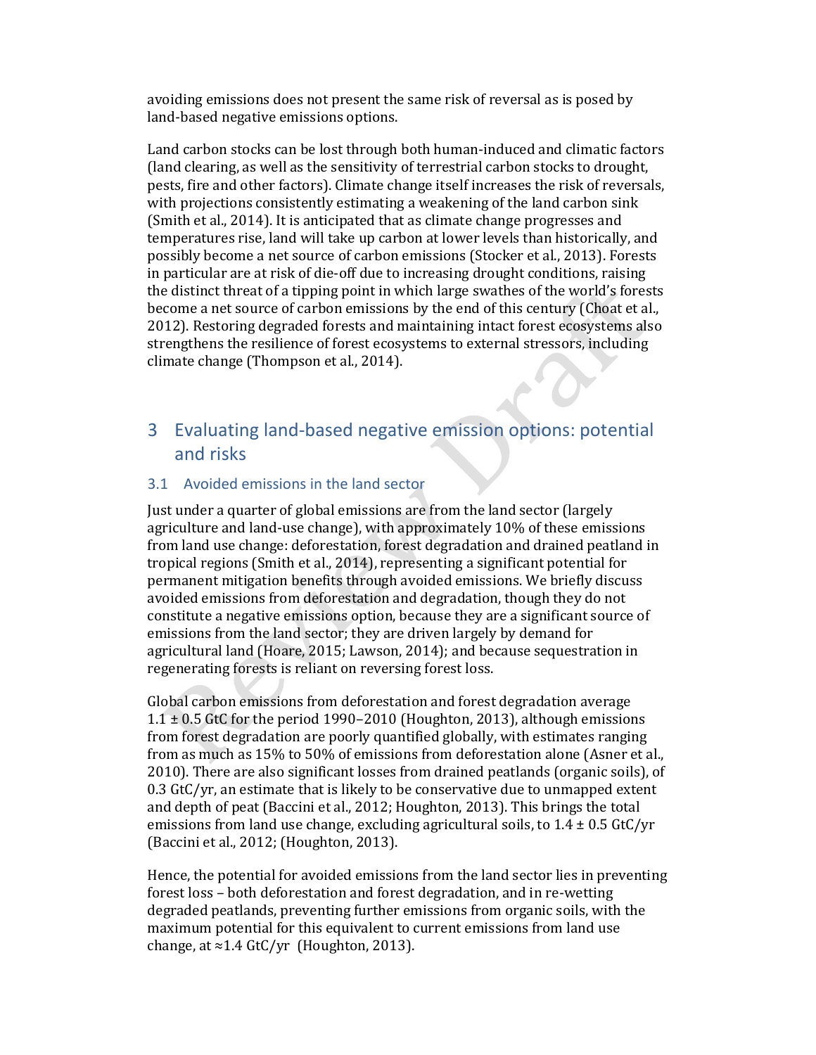avoiding emissions does not present the same risk of reversal as is posed by land-based negative emissions options.

Land carbon stocks can be lost through both human-induced and climatic factors (land clearing, as well as the sensitivity of terrestrial carbon stocks to drought, pests, fire and other factors). Climate change itself increases the risk of reversals, with projections consistently estimating a weakening of the land carbon sink (Smith et al., 2014). It is anticipated that as climate change progresses and temperatures rise, land will take up carbon at lower levels than historically, and possibly become a net source of carbon emissions (Stocker et al., 2013). Forests in particular are at risk of die-off due to increasing drought conditions, raising the distinct threat of a tipping point in which large swathes of the world's forests become a net source of carbon emissions by the end of this century (Choat et al., 2012). Restoring degraded forests and maintaining intact forest ecosystems also strengthens the resilience of forest ecosystems to external stressors, including climate change (Thompson et al., 2014).

# 3 Evaluating land-based negative emission options: potential and risks

## 3.1 Avoided emissions in the land sector

Just under a quarter of global emissions are from the land sector (largely agriculture and land-use change), with approximately 10% of these emissions from land use change: deforestation, forest degradation and drained peatland in tropical regions (Smith et al., 2014), representing a significant potential for permanent mitigation benefits through avoided emissions. We briefly discuss avoided emissions from deforestation and degradation, though they do not constitute a negative emissions option, because they are a significant source of emissions from the land sector; they are driven largely by demand for agricultural land (Hoare, 2015; Lawson, 2014); and because sequestration in regenerating forests is reliant on reversing forest loss.

Global carbon emissions from deforestation and forest degradation average 1.1 ± 0.5 GtC for the period 1990–2010 (Houghton, 2013), although emissions from forest degradation are poorly quantified globally, with estimates ranging from as much as 15% to 50% of emissions from deforestation alone (Asner et al., 2010). There are also significant losses from drained peatlands (organic soils), of 0.3 GtC/yr, an estimate that is likely to be conservative due to unmapped extent and depth of peat (Baccini et al., 2012; Houghton, 2013). This brings the total emissions from land use change, excluding agricultural soils, to 1.4 ± 0.5 GtC/yr (Baccini et al., 2012; (Houghton, 2013).

Hence, the potential for avoided emissions from the land sector lies in preventing forest loss – both deforestation and forest degradation, and in re-wetting degraded peatlands, preventing further emissions from organic soils, with the maximum potential for this equivalent to current emissions from land use change, at ≈1.4 GtC/yr (Houghton, 2013).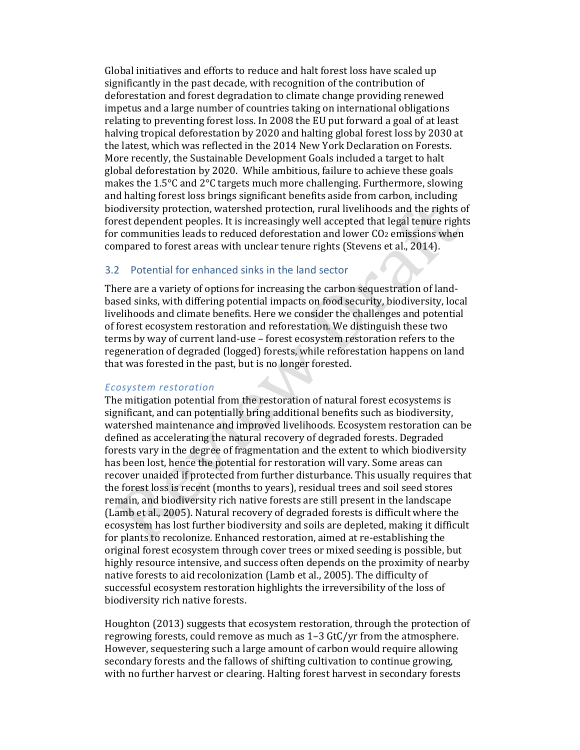Global initiatives and efforts to reduce and halt forest loss have scaled up significantly in the past decade, with recognition of the contribution of deforestation and forest degradation to climate change providing renewed impetus and a large number of countries taking on international obligations relating to preventing forest loss. In 2008 the EU put forward a goal of at least halving tropical deforestation by 2020 and halting global forest loss by 2030 at the latest, which was reflected in the 2014 New York Declaration on Forests. More recently, the Sustainable Development Goals included a target to halt global deforestation by 2020. While ambitious, failure to achieve these goals makes the 1.5°C and 2°C targets much more challenging. Furthermore, slowing and halting forest loss brings significant benefits aside from carbon, including biodiversity protection, watershed protection, rural livelihoods and the rights of forest dependent peoples. It is increasingly well accepted that legal tenure rights for communities leads to reduced deforestation and lower $CO_2$ emissions when compared to forest areas with unclear tenure rights (Stevens et al., 2014).

## 3.2 Potential for enhanced sinks in the land sector

There are a variety of options for increasing the carbon sequestration of land-based sinks, with differing potential impacts on food security, biodiversity, local livelihoods and climate benefits. Here we consider the challenges and potential of forest ecosystem restoration and reforestation. We distinguish these two terms by way of current land-use – forest ecosystem restoration refers to the regeneration of degraded (logged) forests, while reforestation happens on land that was forested in the past, but is no longer forested.

### *Ecosystem restoration*

The mitigation potential from the restoration of natural forest ecosystems is significant, and can potentially bring additional benefits such as biodiversity, watershed maintenance and improved livelihoods. Ecosystem restoration can be defined as accelerating the natural recovery of degraded forests. Degraded forests vary in the degree of fragmentation and the extent to which biodiversity has been lost, hence the potential for restoration will vary. Some areas can recover unaided if protected from further disturbance. This usually requires that the forest loss is recent (months to years), residual trees and soil seed stores remain, and biodiversity rich native forests are still present in the landscape (Lamb et al., 2005). Natural recovery of degraded forests is difficult where the ecosystem has lost further biodiversity and soils are depleted, making it difficult for plants to recolonize. Enhanced restoration, aimed at re-establishing the original forest ecosystem through cover trees or mixed seeding is possible, but highly resource intensive, and success often depends on the proximity of nearby native forests to aid recolonization (Lamb et al., 2005). The difficulty of successful ecosystem restoration highlights the irreversibility of the loss of biodiversity rich native forests.

Houghton (2013) suggests that ecosystem restoration, through the protection of regrowing forests, could remove as much as 1–3 GtC/yr from the atmosphere. However, sequestering such a large amount of carbon would require allowing secondary forests and the fallows of shifting cultivation to continue growing, with no further harvest or clearing. Halting forest harvest in secondary forests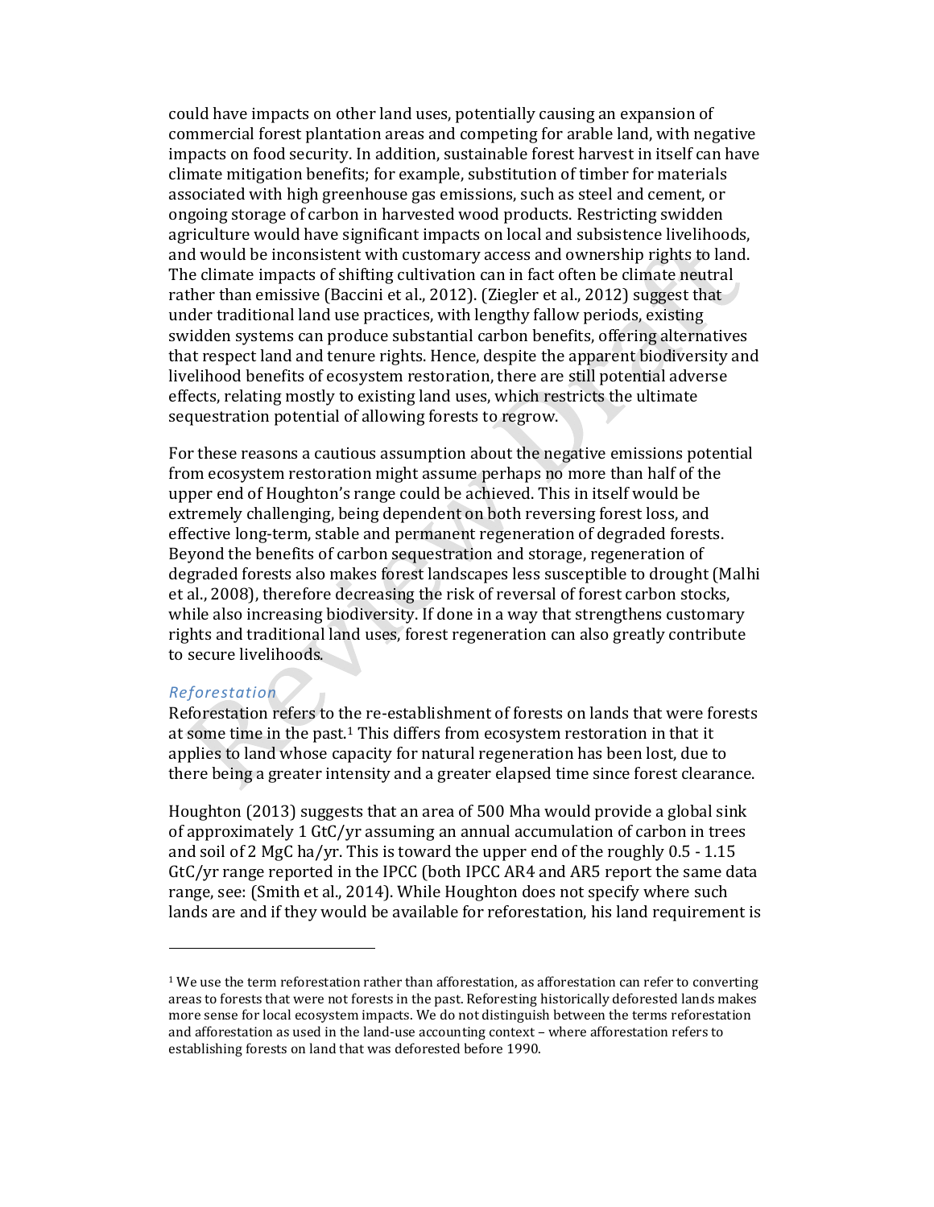could have impacts on other land uses, potentially causing an expansion of commercial forest plantation areas and competing for arable land, with negative impacts on food security. In addition, sustainable forest harvest in itself can have climate mitigation benefits; for example, substitution of timber for materials associated with high greenhouse gas emissions, such as steel and cement, or ongoing storage of carbon in harvested wood products. Restricting swidden agriculture would have significant impacts on local and subsistence livelihoods, and would be inconsistent with customary access and ownership rights to land. The climate impacts of shifting cultivation can in fact often be climate neutral rather than emissive (Baccini et al., 2012). (Ziegler et al., 2012) suggest that under traditional land use practices, with lengthy fallow periods, existing swidden systems can produce substantial carbon benefits, offering alternatives that respect land and tenure rights. Hence, despite the apparent biodiversity and livelihood benefits of ecosystem restoration, there are still potential adverse effects, relating mostly to existing land uses, which restricts the ultimate sequestration potential of allowing forests to regrow.

For these reasons a cautious assumption about the negative emissions potential from ecosystem restoration might assume perhaps no more than half of the upper end of Houghton's range could be achieved. This in itself would be extremely challenging, being dependent on both reversing forest loss, and effective long-term, stable and permanent regeneration of degraded forests. Beyond the benefits of carbon sequestration and storage, regeneration of degraded forests also makes forest landscapes less susceptible to drought (Malhi et al., 2008), therefore decreasing the risk of reversal of forest carbon stocks, while also increasing biodiversity. If done in a way that strengthens customary rights and traditional land uses, forest regeneration can also greatly contribute to secure livelihoods.

### *Reforestation*

Reforestation refers to the re-establishment of forests on lands that were forests at some time in the past.[1] This differs from ecosystem restoration in that it applies to land whose capacity for natural regeneration has been lost, due to there being a greater intensity and a greater elapsed time since forest clearance.

Houghton (2013) suggests that an area of 500 Mha would provide a global sink of approximately 1 GtC/yr assuming an annual accumulation of carbon in trees and soil of 2 MgC ha/yr. This is toward the upper end of the roughly 0.5 - 1.15 GtC/yr range reported in the IPCC (both IPCC AR4 and AR5 report the same data range, see: (Smith et al., 2014). While Houghton does not specify where such lands are and if they would be available for reforestation, his land requirement is

---

[1] We use the term reforestation rather than afforestation, as afforestation can refer to converting areas to forests that were not forests in the past. Reforesting historically deforested lands makes more sense for local ecosystem impacts. We do not distinguish between the terms reforestation and afforestation as used in the land-use accounting context – where afforestation refers to establishing forests on land that was deforested before 1990.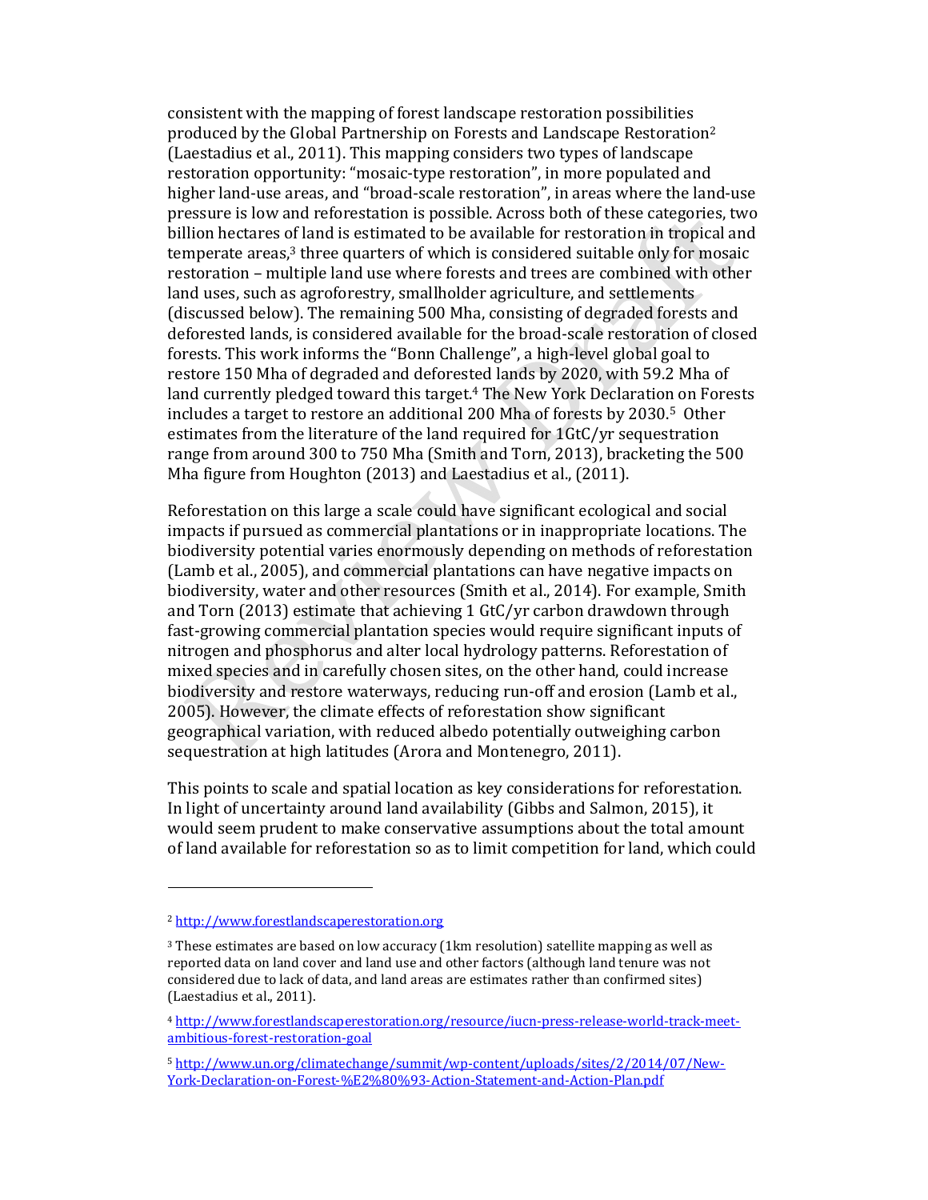consistent with the mapping of forest landscape restoration possibilities produced by the Global Partnership on Forests and Landscape Restoration[2] (Laestadius et al., 2011). This mapping considers two types of landscape restoration opportunity: "mosaic-type restoration", in more populated and higher land-use areas, and "broad-scale restoration", in areas where the land-use pressure is low and reforestation is possible. Across both of these categories, two billion hectares of land is estimated to be available for restoration in tropical and temperate areas,[3] three quarters of which is considered suitable only for mosaic restoration – multiple land use where forests and trees are combined with other land uses, such as agroforestry, smallholder agriculture, and settlements (discussed below). The remaining 500 Mha, consisting of degraded forests and deforested lands, is considered available for the broad-scale restoration of closed forests. This work informs the "Bonn Challenge", a high-level global goal to restore 150 Mha of degraded and deforested lands by 2020, with 59.2 Mha of land currently pledged toward this target.[4] The New York Declaration on Forests includes a target to restore an additional 200 Mha of forests by 2030.[5] Other estimates from the literature of the land required for 1GtC/yr sequestration range from around 300 to 750 Mha (Smith and Torn, 2013), bracketing the 500 Mha figure from Houghton (2013) and Laestadius et al., (2011).

Reforestation on this large a scale could have significant ecological and social impacts if pursued as commercial plantations or in inappropriate locations. The biodiversity potential varies enormously depending on methods of reforestation (Lamb et al., 2005), and commercial plantations can have negative impacts on biodiversity, water and other resources (Smith et al., 2014). For example, Smith and Torn (2013) estimate that achieving 1 GtC/yr carbon drawdown through fast-growing commercial plantation species would require significant inputs of nitrogen and phosphorus and alter local hydrology patterns. Reforestation of mixed species and in carefully chosen sites, on the other hand, could increase biodiversity and restore waterways, reducing run-off and erosion (Lamb et al., 2005). However, the climate effects of reforestation show significant geographical variation, with reduced albedo potentially outweighing carbon sequestration at high latitudes (Arora and Montenegro, 2011).

This points to scale and spatial location as key considerations for reforestation. In light of uncertainty around land availability (Gibbs and Salmon, 2015), it would seem prudent to make conservative assumptions about the total amount of land available for reforestation so as to limit competition for land, which could

---

[2] http://www.forestlandscaperestoration.org

[3] These estimates are based on low accuracy (1km resolution) satellite mapping as well as reported data on land cover and land use and other factors (although land tenure was not considered due to lack of data, and land areas are estimates rather than confirmed sites) (Laestadius et al., 2011).

[4] http://www.forestlandscaperestoration.org/resource/iucn-press-release-world-track-meet-ambitious-forest-restoration-goal

[5] http://www.un.org/climatechange/summit/wp-content/uploads/sites/2/2014/07/New-York-Declaration-on-Forest-%E2%80%93-Action-Statement-and-Action-Plan.pdf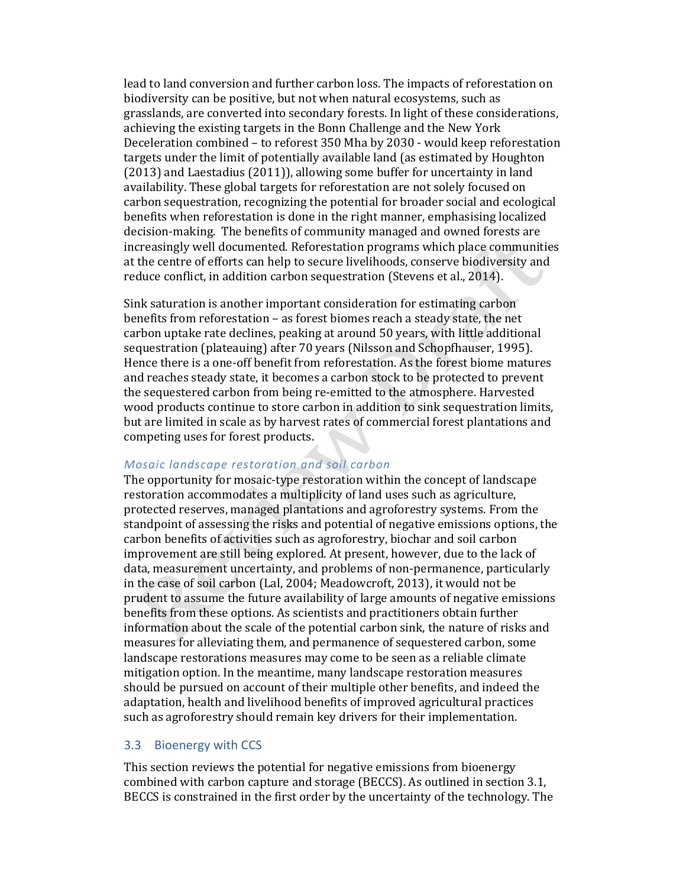lead to land conversion and further carbon loss. The impacts of reforestation on biodiversity can be positive, but not when natural ecosystems, such as grasslands, are converted into secondary forests. In light of these considerations, achieving the existing targets in the Bonn Challenge and the New York Deceleration combined – to reforest 350 Mha by 2030 - would keep reforestation targets under the limit of potentially available land (as estimated by Houghton (2013) and Laestadius (2011)), allowing some buffer for uncertainty in land availability. These global targets for reforestation are not solely focused on carbon sequestration, recognizing the potential for broader social and ecological benefits when reforestation is done in the right manner, emphasising localized decision-making. The benefits of community managed and owned forests are increasingly well documented. Reforestation programs which place communities at the centre of efforts can help to secure livelihoods, conserve biodiversity and reduce conflict, in addition carbon sequestration (Stevens et al., 2014).

Sink saturation is another important consideration for estimating carbon benefits from reforestation – as forest biomes reach a steady state, the net carbon uptake rate declines, peaking at around 50 years, with little additional sequestration (plateauing) after 70 years (Nilsson and Schopfhauser, 1995). Hence there is a one-off benefit from reforestation. As the forest biome matures and reaches steady state, it becomes a carbon stock to be protected to prevent the sequestered carbon from being re-emitted to the atmosphere. Harvested wood products continue to store carbon in addition to sink sequestration limits, but are limited in scale as by harvest rates of commercial forest plantations and competing uses for forest products.

#### *Mosaic landscape restoration and soil carbon*

The opportunity for mosaic-type restoration within the concept of landscape restoration accommodates a multiplicity of land uses such as agriculture, protected reserves, managed plantations and agroforestry systems. From the standpoint of assessing the risks and potential of negative emissions options, the carbon benefits of activities such as agroforestry, biochar and soil carbon improvement are still being explored. At present, however, due to the lack of data, measurement uncertainty, and problems of non-permanence, particularly in the case of soil carbon (Lal, 2004; Meadowcroft, 2013), it would not be prudent to assume the future availability of large amounts of negative emissions benefits from these options. As scientists and practitioners obtain further information about the scale of the potential carbon sink, the nature of risks and measures for alleviating them, and permanence of sequestered carbon, some landscape restorations measures may come to be seen as a reliable climate mitigation option. In the meantime, many landscape restoration measures should be pursued on account of their multiple other benefits, and indeed the adaptation, health and livelihood benefits of improved agricultural practices such as agroforestry should remain key drivers for their implementation.

### 3.3 Bioenergy with CCS

This section reviews the potential for negative emissions from bioenergy combined with carbon capture and storage (BECCS). As outlined in section 3.1, BECCS is constrained in the first order by the uncertainty of the technology. The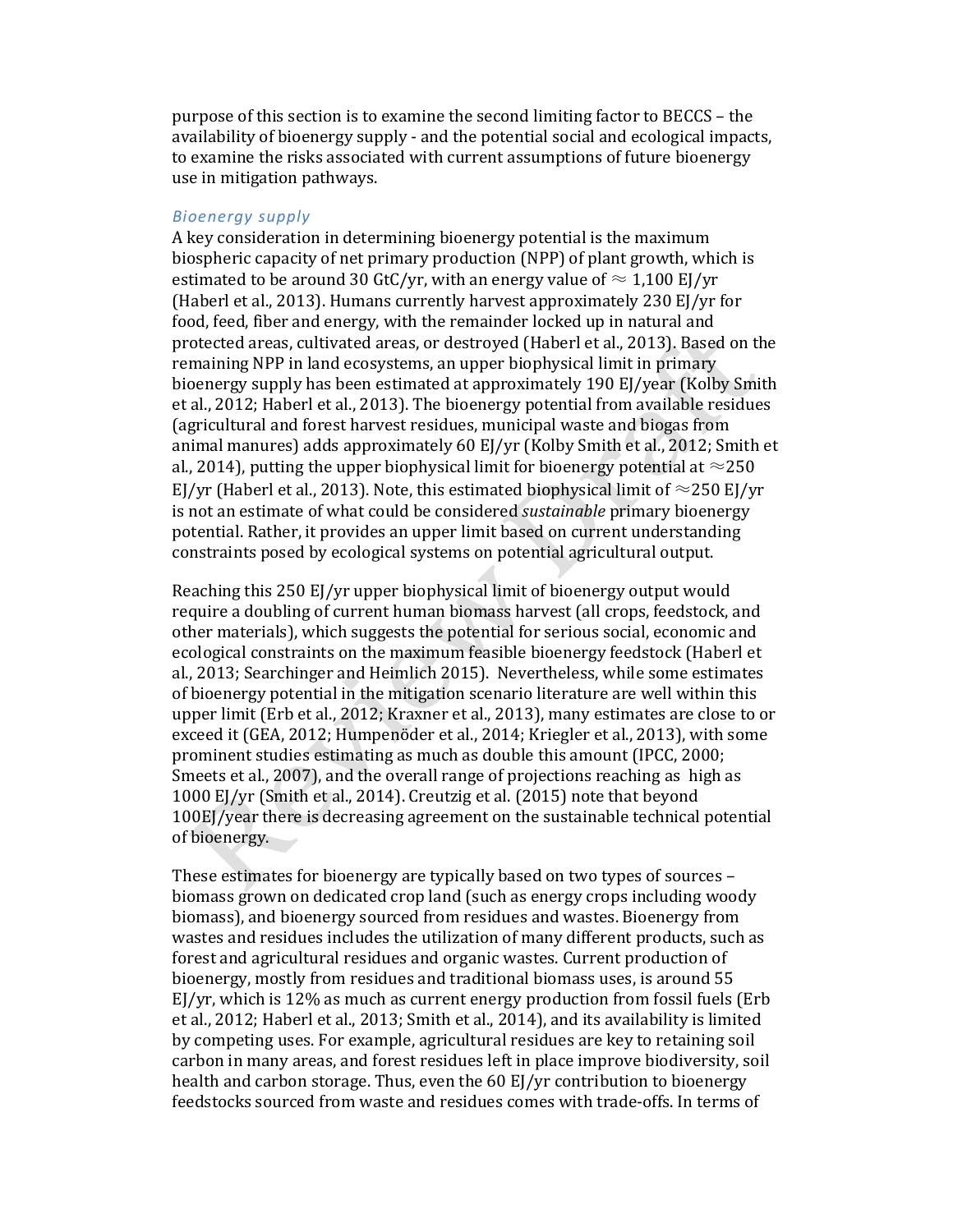purpose of this section is to examine the second limiting factor to BECCS – the availability of bioenergy supply - and the potential social and ecological impacts, to examine the risks associated with current assumptions of future bioenergy use in mitigation pathways.

### *Bioenergy supply*

A key consideration in determining bioenergy potential is the maximum biospheric capacity of net primary production (NPP) of plant growth, which is estimated to be around 30 GtC/yr, with an energy value of ≈ 1,100 EJ/yr (Haberl et al., 2013). Humans currently harvest approximately 230 EJ/yr for food, feed, fiber and energy, with the remainder locked up in natural and protected areas, cultivated areas, or destroyed (Haberl et al., 2013). Based on the remaining NPP in land ecosystems, an upper biophysical limit in primary bioenergy supply has been estimated at approximately 190 EJ/year (Kolby Smith et al., 2012; Haberl et al., 2013). The bioenergy potential from available residues (agricultural and forest harvest residues, municipal waste and biogas from animal manures) adds approximately 60 EJ/yr (Kolby Smith et al., 2012; Smith et al., 2014), putting the upper biophysical limit for bioenergy potential at ≈250 EJ/yr (Haberl et al., 2013). Note, this estimated biophysical limit of ≈250 EJ/yr is not an estimate of what could be considered *sustainable* primary bioenergy potential. Rather, it provides an upper limit based on current understanding constraints posed by ecological systems on potential agricultural output.

Reaching this 250 EJ/yr upper biophysical limit of bioenergy output would require a doubling of current human biomass harvest (all crops, feedstock, and other materials), which suggests the potential for serious social, economic and ecological constraints on the maximum feasible bioenergy feedstock (Haberl et al., 2013; Searchinger and Heimlich 2015). Nevertheless, while some estimates of bioenergy potential in the mitigation scenario literature are well within this upper limit (Erb et al., 2012; Kraxner et al., 2013), many estimates are close to or exceed it (GEA, 2012; Humpenöder et al., 2014; Kriegler et al., 2013), with some prominent studies estimating as much as double this amount (IPCC, 2000; Smeets et al., 2007), and the overall range of projections reaching as high as 1000 EJ/yr (Smith et al., 2014). Creutzig et al. (2015) note that beyond 100EJ/year there is decreasing agreement on the sustainable technical potential of bioenergy.

These estimates for bioenergy are typically based on two types of sources – biomass grown on dedicated crop land (such as energy crops including woody biomass), and bioenergy sourced from residues and wastes. Bioenergy from wastes and residues includes the utilization of many different products, such as forest and agricultural residues and organic wastes. Current production of bioenergy, mostly from residues and traditional biomass uses, is around 55 EJ/yr, which is 12% as much as current energy production from fossil fuels (Erb et al., 2012; Haberl et al., 2013; Smith et al., 2014), and its availability is limited by competing uses. For example, agricultural residues are key to retaining soil carbon in many areas, and forest residues left in place improve biodiversity, soil health and carbon storage. Thus, even the 60 EJ/yr contribution to bioenergy feedstocks sourced from waste and residues comes with trade-offs. In terms of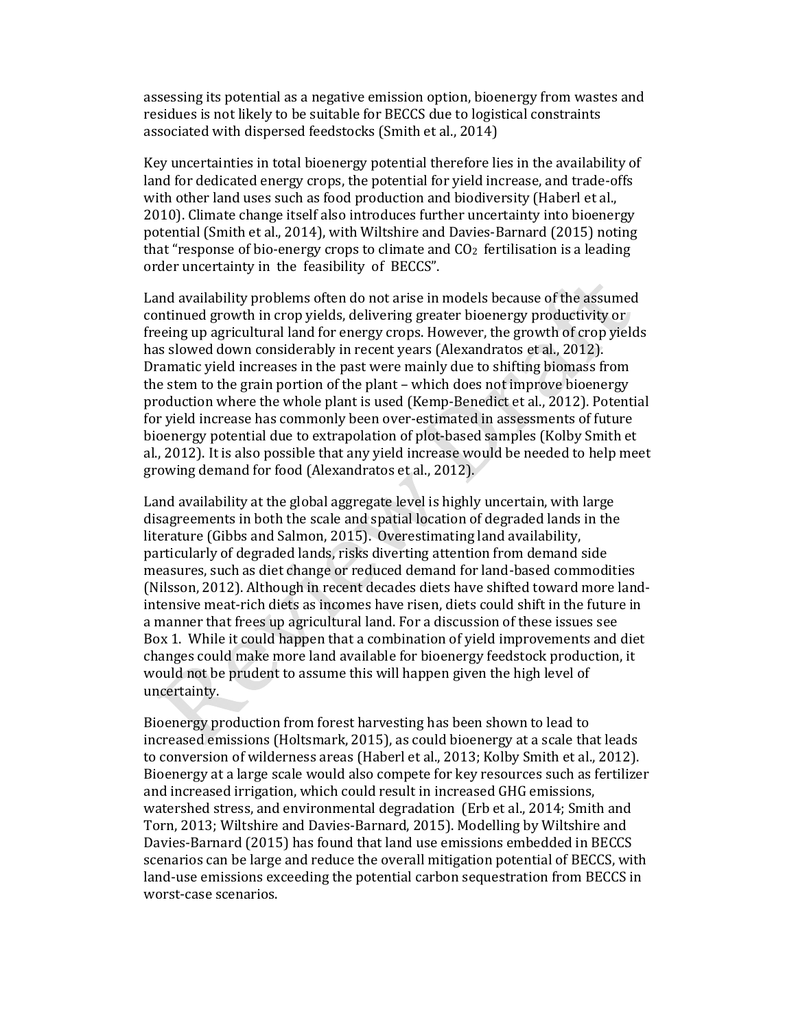assessing its potential as a negative emission option, bioenergy from wastes and residues is not likely to be suitable for BECCS due to logistical constraints associated with dispersed feedstocks (Smith et al., 2014)

Key uncertainties in total bioenergy potential therefore lies in the availability of land for dedicated energy crops, the potential for yield increase, and trade-offs with other land uses such as food production and biodiversity (Haberl et al., 2010). Climate change itself also introduces further uncertainty into bioenergy potential (Smith et al., 2014), with Wiltshire and Davies-Barnard (2015) noting that "response of bio-energy crops to climate and $CO_2$ fertilisation is a leading order uncertainty in the feasibility of BECCS".

Land availability problems often do not arise in models because of the assumed continued growth in crop yields, delivering greater bioenergy productivity or freeing up agricultural land for energy crops. However, the growth of crop yields has slowed down considerably in recent years (Alexandratos et al., 2012). Dramatic yield increases in the past were mainly due to shifting biomass from the stem to the grain portion of the plant – which does not improve bioenergy production where the whole plant is used (Kemp-Benedict et al., 2012). Potential for yield increase has commonly been over-estimated in assessments of future bioenergy potential due to extrapolation of plot-based samples (Kolby Smith et al., 2012). It is also possible that any yield increase would be needed to help meet growing demand for food (Alexandratos et al., 2012).

Land availability at the global aggregate level is highly uncertain, with large disagreements in both the scale and spatial location of degraded lands in the literature (Gibbs and Salmon, 2015). Overestimating land availability, particularly of degraded lands, risks diverting attention from demand side measures, such as diet change or reduced demand for land-based commodities (Nilsson, 2012). Although in recent decades diets have shifted toward more land-intensive meat-rich diets as incomes have risen, diets could shift in the future in a manner that frees up agricultural land. For a discussion of these issues see Box 1. While it could happen that a combination of yield improvements and diet changes could make more land available for bioenergy feedstock production, it would not be prudent to assume this will happen given the high level of uncertainty.

Bioenergy production from forest harvesting has been shown to lead to increased emissions (Holtsmark, 2015), as could bioenergy at a scale that leads to conversion of wilderness areas (Haberl et al., 2013; Kolby Smith et al., 2012). Bioenergy at a large scale would also compete for key resources such as fertilizer and increased irrigation, which could result in increased GHG emissions, watershed stress, and environmental degradation (Erb et al., 2014; Smith and Torn, 2013; Wiltshire and Davies-Barnard, 2015). Modelling by Wiltshire and Davies-Barnard (2015) has found that land use emissions embedded in BECCS scenarios can be large and reduce the overall mitigation potential of BECCS, with land-use emissions exceeding the potential carbon sequestration from BECCS in worst-case scenarios.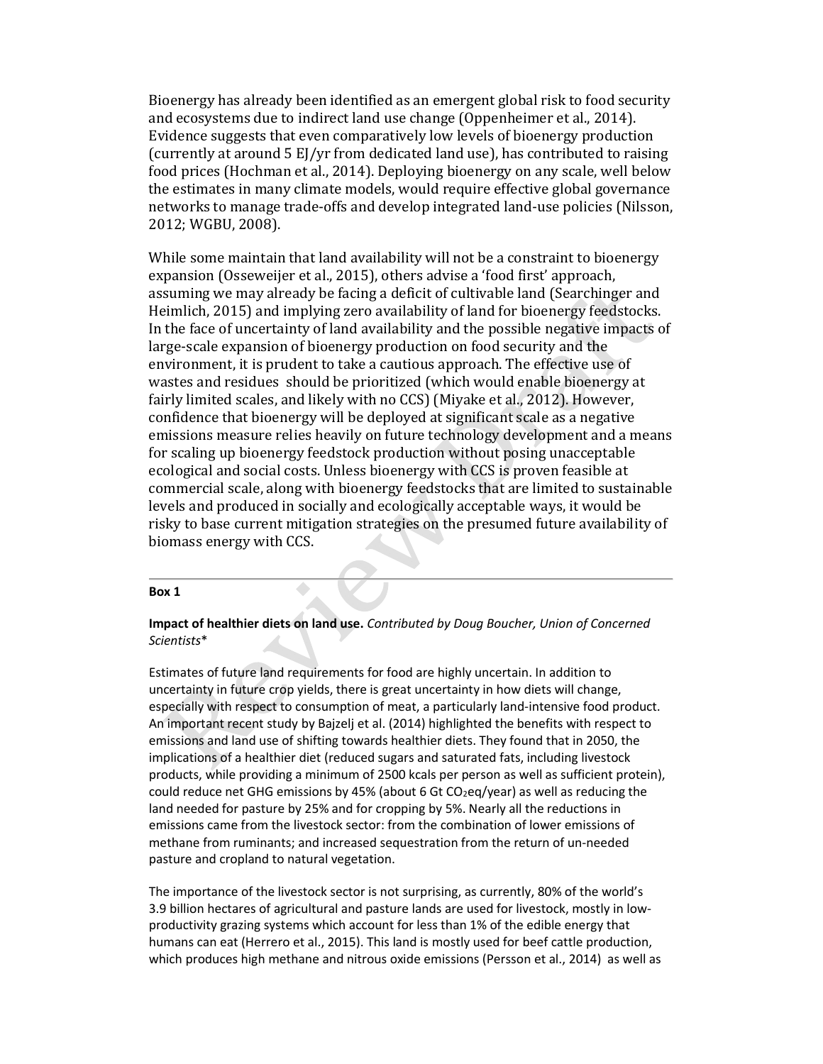Bioenergy has already been identified as an emergent global risk to food security and ecosystems due to indirect land use change (Oppenheimer et al., 2014). Evidence suggests that even comparatively low levels of bioenergy production (currently at around 5 EJ/yr from dedicated land use), has contributed to raising food prices (Hochman et al., 2014). Deploying bioenergy on any scale, well below the estimates in many climate models, would require effective global governance networks to manage trade-offs and develop integrated land-use policies (Nilsson, 2012; WGBU, 2008).

While some maintain that land availability will not be a constraint to bioenergy expansion (Osseweijer et al., 2015), others advise a 'food first' approach, assuming we may already be facing a deficit of cultivable land (Searchinger and Heimlich, 2015) and implying zero availability of land for bioenergy feedstocks. In the face of uncertainty of land availability and the possible negative impacts of large-scale expansion of bioenergy production on food security and the environment, it is prudent to take a cautious approach. The effective use of wastes and residues should be prioritized (which would enable bioenergy at fairly limited scales, and likely with no CCS) (Miyake et al., 2012). However, confidence that bioenergy will be deployed at significant scale as a negative emissions measure relies heavily on future technology development and a means for scaling up bioenergy feedstock production without posing unacceptable ecological and social costs. Unless bioenergy with CCS is proven feasible at commercial scale, along with bioenergy feedstocks that are limited to sustainable levels and produced in socially and ecologically acceptable ways, it would be risky to base current mitigation strategies on the presumed future availability of biomass energy with CCS.

---

**Box 1**

**Impact of healthier diets on land use.** *Contributed by Doug Boucher, Union of Concerned Scientists**

Estimates of future land requirements for food are highly uncertain. In addition to uncertainty in future crop yields, there is great uncertainty in how diets will change, especially with respect to consumption of meat, a particularly land-intensive food product. An important recent study by Bajzelj et al. (2014) highlighted the benefits with respect to emissions and land use of shifting towards healthier diets. They found that in 2050, the implications of a healthier diet (reduced sugars and saturated fats, including livestock products, while providing a minimum of 2500 kcals per person as well as sufficient protein), could reduce net GHG emissions by 45% (about 6 Gt $CO_2$eq/year) as well as reducing the land needed for pasture by 25% and for cropping by 5%. Nearly all the reductions in emissions came from the livestock sector: from the combination of lower emissions of methane from ruminants; and increased sequestration from the return of un-needed pasture and cropland to natural vegetation.

The importance of the livestock sector is not surprising, as currently, 80% of the world's 3.9 billion hectares of agricultural and pasture lands are used for livestock, mostly in low-productivity grazing systems which account for less than 1% of the edible energy that humans can eat (Herrero et al., 2015). This land is mostly used for beef cattle production, which produces high methane and nitrous oxide emissions (Persson et al., 2014) as well as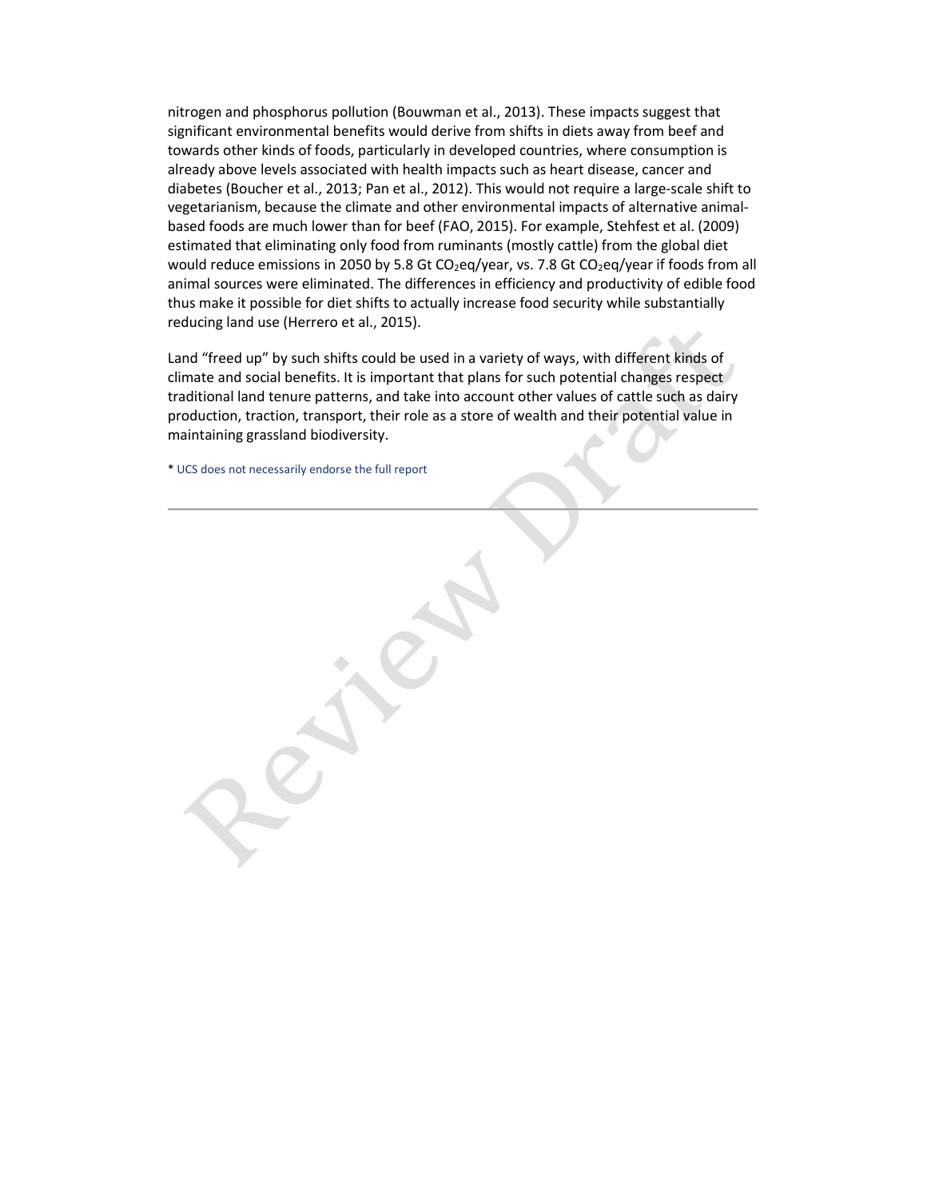nitrogen and phosphorus pollution (Bouwman et al., 2013). These impacts suggest that significant environmental benefits would derive from shifts in diets away from beef and towards other kinds of foods, particularly in developed countries, where consumption is already above levels associated with health impacts such as heart disease, cancer and diabetes (Boucher et al., 2013; Pan et al., 2012). This would not require a large-scale shift to vegetarianism, because the climate and other environmental impacts of alternative animal-based foods are much lower than for beef (FAO, 2015). For example, Stehfest et al. (2009) estimated that eliminating only food from ruminants (mostly cattle) from the global diet would reduce emissions in 2050 by 5.8 Gt $CO_2$eq/year, vs. 7.8 Gt $CO_2$eq/year if foods from all animal sources were eliminated. The differences in efficiency and productivity of edible food thus make it possible for diet shifts to actually increase food security while substantially reducing land use (Herrero et al., 2015).

Land "freed up" by such shifts could be used in a variety of ways, with different kinds of climate and social benefits. It is important that plans for such potential changes respect traditional land tenure patterns, and take into account other values of cattle such as dairy production, traction, transport, their role as a store of wealth and their potential value in maintaining grassland biodiversity.

* UCS does not necessarily endorse the full report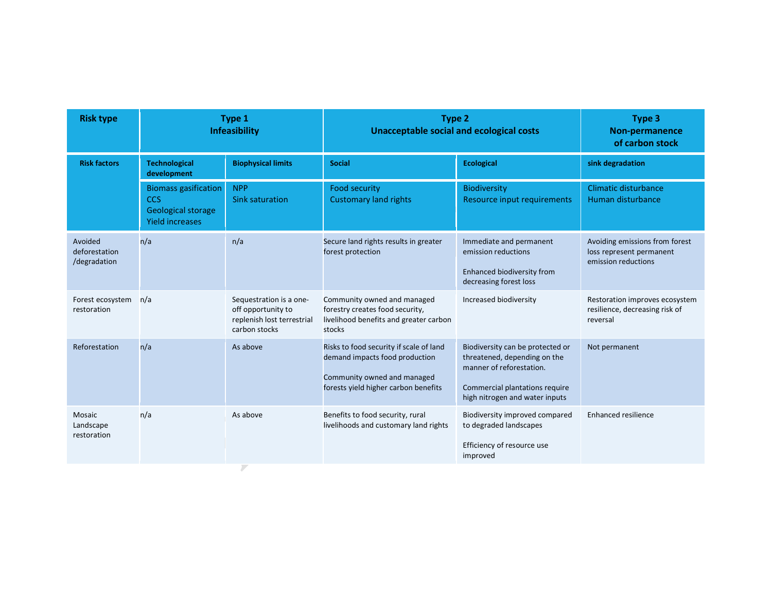| Risk type | Type 1 Infeasibility | | Type 2 Unacceptable social and ecological costs | | Type 3 Non-permanence of carbon stock |
|---|---|---|---|---|---|
| **Risk factors** | **Technological development** | **Biophysical limits** | **Social** | **Ecological** | **sink degradation** |
| | Biomass gasification<br>CCS<br>Geological storage<br>Yield increases | NPP<br>Sink saturation | Food security<br>Customary land rights | Biodiversity<br>Resource input requirements | Climatic disturbance<br>Human disturbance |
| Avoided deforestation /degradation | n/a | n/a | Secure land rights results in greater forest protection | Immediate and permanent emission reductions<br><br>Enhanced biodiversity from decreasing forest loss | Avoiding emissions from forest loss represent permanent emission reductions |
| Forest ecosystem restoration | n/a | Sequestration is a one-off opportunity to replenish lost terrestrial carbon stocks | Community owned and managed forestry creates food security, livelihood benefits and greater carbon stocks | Increased biodiversity | Restoration improves ecosystem resilience, decreasing risk of reversal |
| Reforestation | n/a | As above | Risks to food security if scale of land demand impacts food production<br><br>Community owned and managed forests yield higher carbon benefits | Biodiversity can be protected or threatened, depending on the manner of reforestation.<br><br>Commercial plantations require high nitrogen and water inputs | Not permanent |
| Mosaic Landscape restoration | n/a | As above | Benefits to food security, rural livelihoods and customary land rights | Biodiversity improved compared to degraded landscapes<br><br>Efficiency of resource use improved | Enhanced resilience |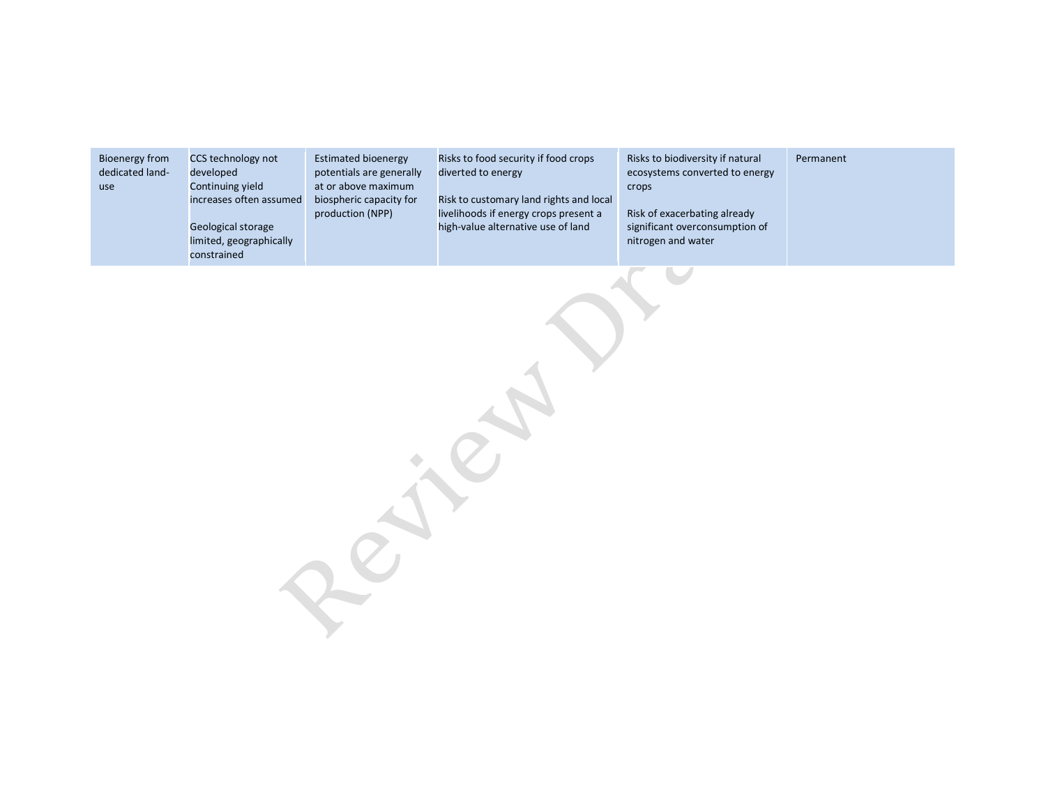| Bioenergy from dedicated land-use | CCS technology not developed<br>Continuing yield increases often assumed<br><br>Geological storage limited, geographically constrained | Estimated bioenergy potentials are generally at or above maximum biospheric capacity for production (NPP) | Risks to food security if food crops diverted to energy<br><br>Risk to customary land rights and local livelihoods if energy crops present a high-value alternative use of land | Risks to biodiversity if natural ecosystems converted to energy crops<br><br>Risk of exacerbating already significant overconsumption of nitrogen and water | Permanent |
|---|---|---|---|---|---|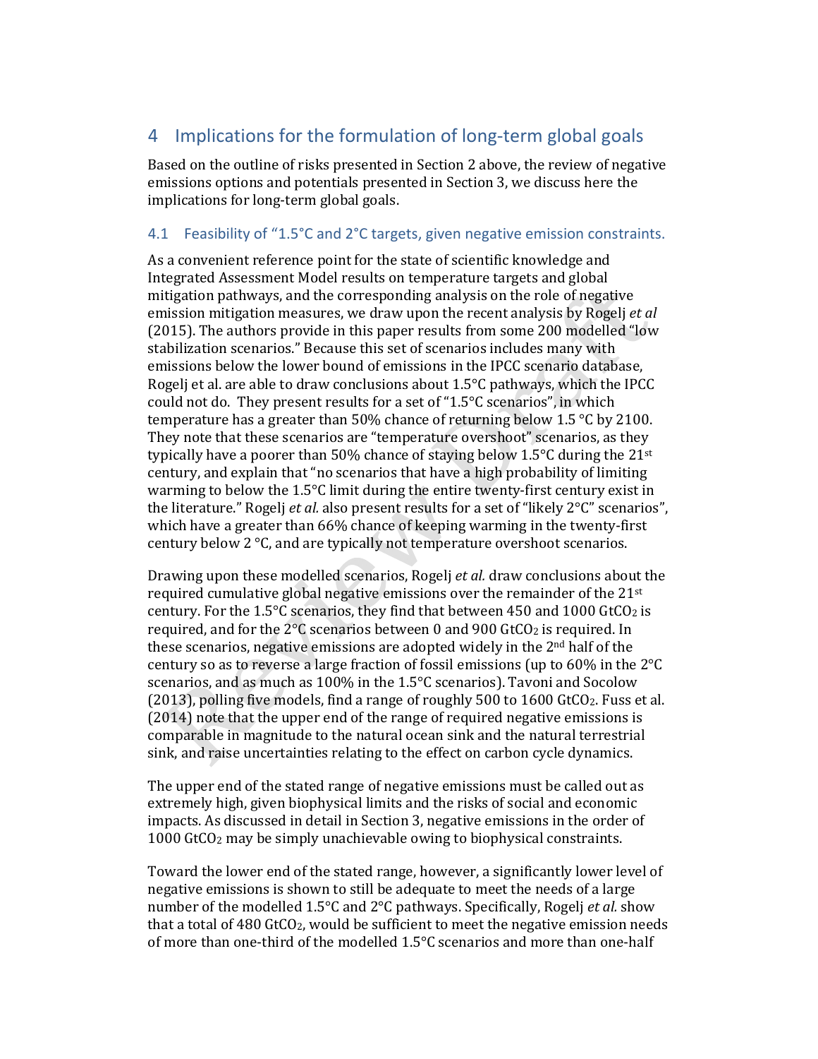# 4 Implications for the formulation of long-term global goals

Based on the outline of risks presented in Section 2 above, the review of negative emissions options and potentials presented in Section 3, we discuss here the implications for long-term global goals.

## 4.1 Feasibility of "1.5°C and 2°C targets, given negative emission constraints.

As a convenient reference point for the state of scientific knowledge and Integrated Assessment Model results on temperature targets and global mitigation pathways, and the corresponding analysis on the role of negative emission mitigation measures, we draw upon the recent analysis by Rogelj *et al* (2015). The authors provide in this paper results from some 200 modelled "low stabilization scenarios." Because this set of scenarios includes many with emissions below the lower bound of emissions in the IPCC scenario database, Rogelj et al. are able to draw conclusions about 1.5°C pathways, which the IPCC could not do. They present results for a set of "1.5°C scenarios", in which temperature has a greater than 50% chance of returning below 1.5 °C by 2100. They note that these scenarios are "temperature overshoot" scenarios, as they typically have a poorer than 50% chance of staying below 1.5°C during the 21st century, and explain that "no scenarios that have a high probability of limiting warming to below the 1.5°C limit during the entire twenty-first century exist in the literature." Rogelj *et al.* also present results for a set of "likely 2°C" scenarios", which have a greater than 66% chance of keeping warming in the twenty-first century below 2 °C, and are typically not temperature overshoot scenarios.

Drawing upon these modelled scenarios, Rogelj *et al.* draw conclusions about the required cumulative global negative emissions over the remainder of the 21st century. For the 1.5°C scenarios, they find that between 450 and 1000 $GtCO_2$ is required, and for the 2°C scenarios between 0 and 900 $GtCO_2$ is required. In these scenarios, negative emissions are adopted widely in the 2nd half of the century so as to reverse a large fraction of fossil emissions (up to 60% in the 2°C scenarios, and as much as 100% in the 1.5°C scenarios). Tavoni and Socolow (2013), polling five models, find a range of roughly 500 to 1600 $GtCO_2$. Fuss et al. (2014) note that the upper end of the range of required negative emissions is comparable in magnitude to the natural ocean sink and the natural terrestrial sink, and raise uncertainties relating to the effect on carbon cycle dynamics.

The upper end of the stated range of negative emissions must be called out as extremely high, given biophysical limits and the risks of social and economic impacts. As discussed in detail in Section 3, negative emissions in the order of 1000 $GtCO_2$ may be simply unachievable owing to biophysical constraints.

Toward the lower end of the stated range, however, a significantly lower level of negative emissions is shown to still be adequate to meet the needs of a large number of the modelled 1.5°C and 2°C pathways. Specifically, Rogelj *et al.* show that a total of 480 $GtCO_2$, would be sufficient to meet the negative emission needs of more than one-third of the modelled 1.5°C scenarios and more than one-half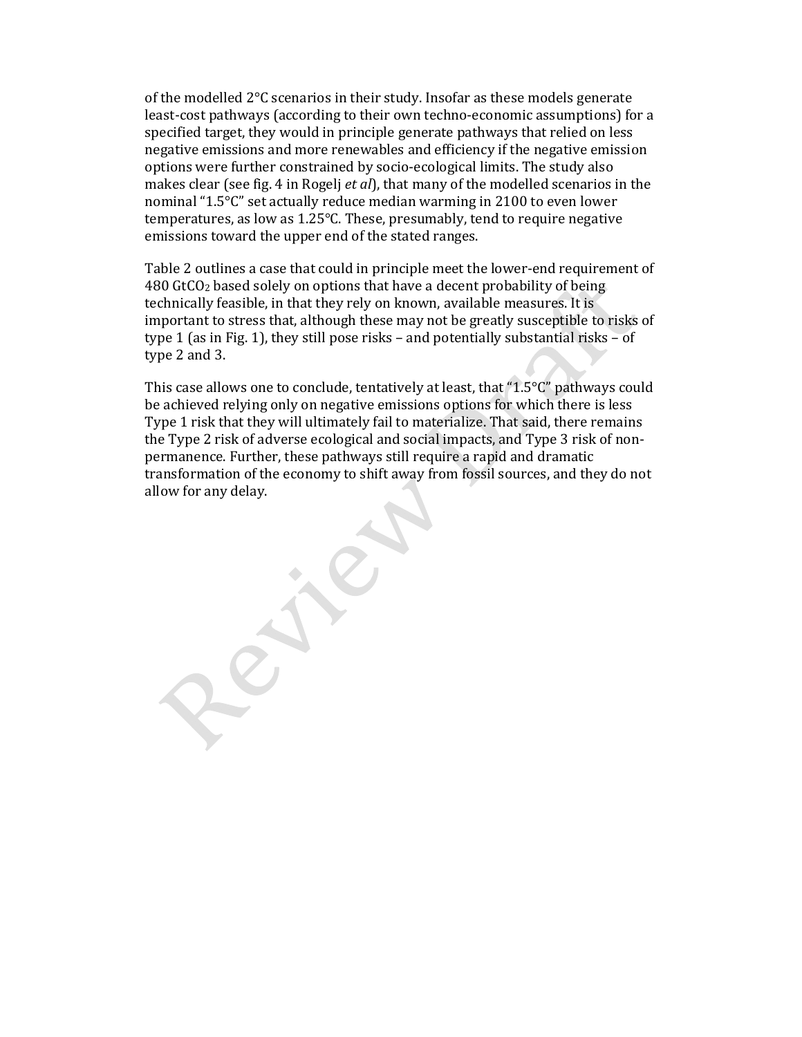of the modelled 2°C scenarios in their study. Insofar as these models generate least-cost pathways (according to their own techno-economic assumptions) for a specified target, they would in principle generate pathways that relied on less negative emissions and more renewables and efficiency if the negative emission options were further constrained by socio-ecological limits. The study also makes clear (see fig. 4 in Rogelj *et al*), that many of the modelled scenarios in the nominal "1.5°C" set actually reduce median warming in 2100 to even lower temperatures, as low as 1.25°C. These, presumably, tend to require negative emissions toward the upper end of the stated ranges.

Table 2 outlines a case that could in principle meet the lower-end requirement of 480 $GtCO_2$ based solely on options that have a decent probability of being technically feasible, in that they rely on known, available measures. It is important to stress that, although these may not be greatly susceptible to risks of type 1 (as in Fig. 1), they still pose risks – and potentially substantial risks – of type 2 and 3.

This case allows one to conclude, tentatively at least, that "1.5°C" pathways could be achieved relying only on negative emissions options for which there is less Type 1 risk that they will ultimately fail to materialize. That said, there remains the Type 2 risk of adverse ecological and social impacts, and Type 3 risk of non-permanence. Further, these pathways still require a rapid and dramatic transformation of the economy to shift away from fossil sources, and they do not allow for any delay.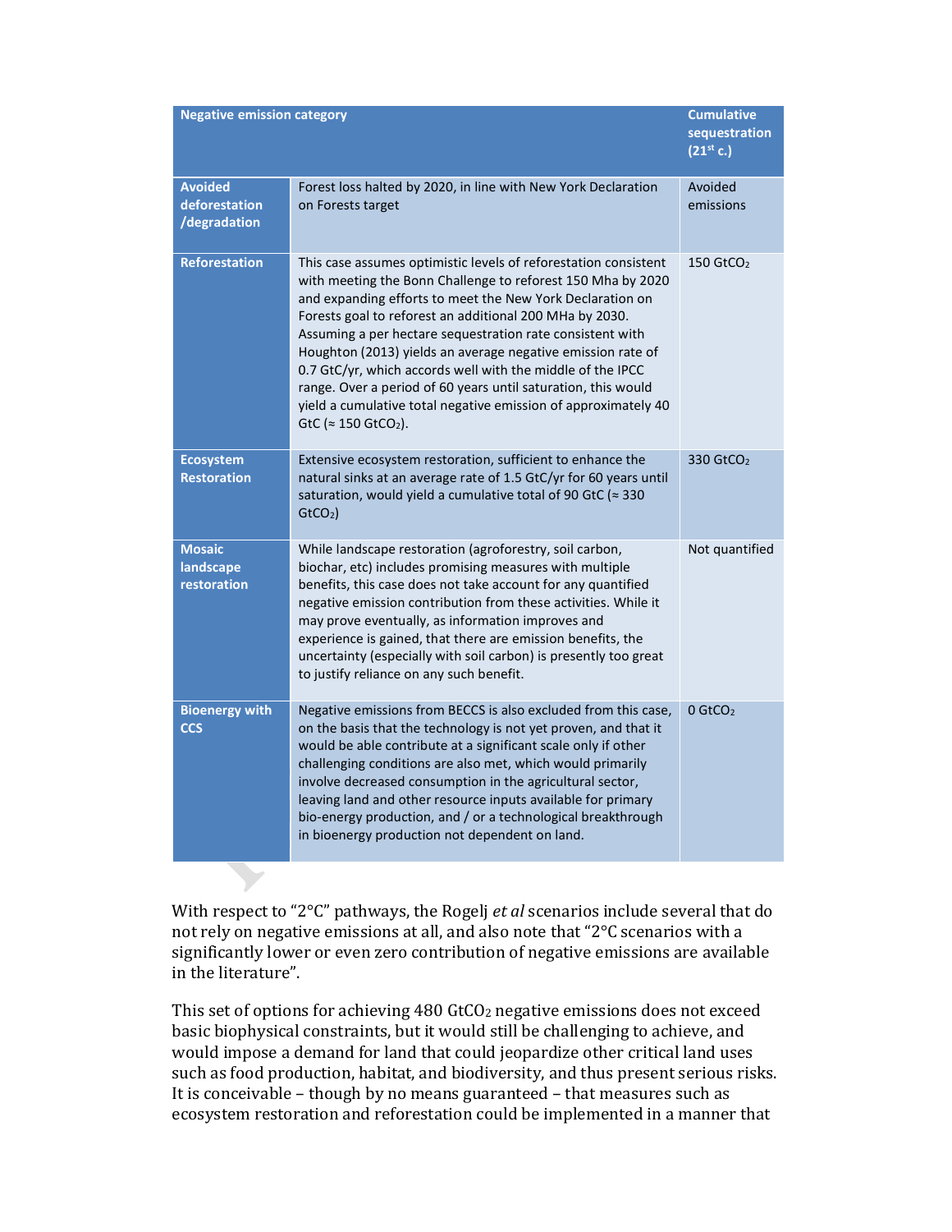| Negative emission category | | Cumulative sequestration (21st c.) |
|---|---|---|
| **Avoided deforestation /degradation** | Forest loss halted by 2020, in line with New York Declaration on Forests target | Avoided emissions |
| **Reforestation** | This case assumes optimistic levels of reforestation consistent with meeting the Bonn Challenge to reforest 150 Mha by 2020 and expanding efforts to meet the New York Declaration on Forests goal to reforest an additional 200 MHa by 2030. Assuming a per hectare sequestration rate consistent with Houghton (2013) yields an average negative emission rate of 0.7 GtC/yr, which accords well with the middle of the IPCC range. Over a period of 60 years until saturation, this would yield a cumulative total negative emission of approximately 40 GtC (≈ 150 $GtCO_2$). | 150 $GtCO_2$ |
| **Ecosystem Restoration** | Extensive ecosystem restoration, sufficient to enhance the natural sinks at an average rate of 1.5 GtC/yr for 60 years until saturation, would yield a cumulative total of 90 GtC (≈ 330 $GtCO_2$) | 330 $GtCO_2$ |
| **Mosaic landscape restoration** | While landscape restoration (agroforestry, soil carbon, biochar, etc) includes promising measures with multiple benefits, this case does not take account for any quantified negative emission contribution from these activities. While it may prove eventually, as information improves and experience is gained, that there are emission benefits, the uncertainty (especially with soil carbon) is presently too great to justify reliance on any such benefit. | Not quantified |
| **Bioenergy with CCS** | Negative emissions from BECCS is also excluded from this case, on the basis that the technology is not yet proven, and that it would be able contribute at a significant scale only if other challenging conditions are also met, which would primarily involve decreased consumption in the agricultural sector, leaving land and other resource inputs available for primary bio-energy production, and / or a technological breakthrough in bioenergy production not dependent on land. | 0 $GtCO_2$ |

With respect to "2°C" pathways, the Rogelj *et al* scenarios include several that do not rely on negative emissions at all, and also note that "2°C scenarios with a significantly lower or even zero contribution of negative emissions are available in the literature".

This set of options for achieving 480 $GtCO_2$ negative emissions does not exceed basic biophysical constraints, but it would still be challenging to achieve, and would impose a demand for land that could jeopardize other critical land uses such as food production, habitat, and biodiversity, and thus present serious risks. It is conceivable – though by no means guaranteed – that measures such as ecosystem restoration and reforestation could be implemented in a manner that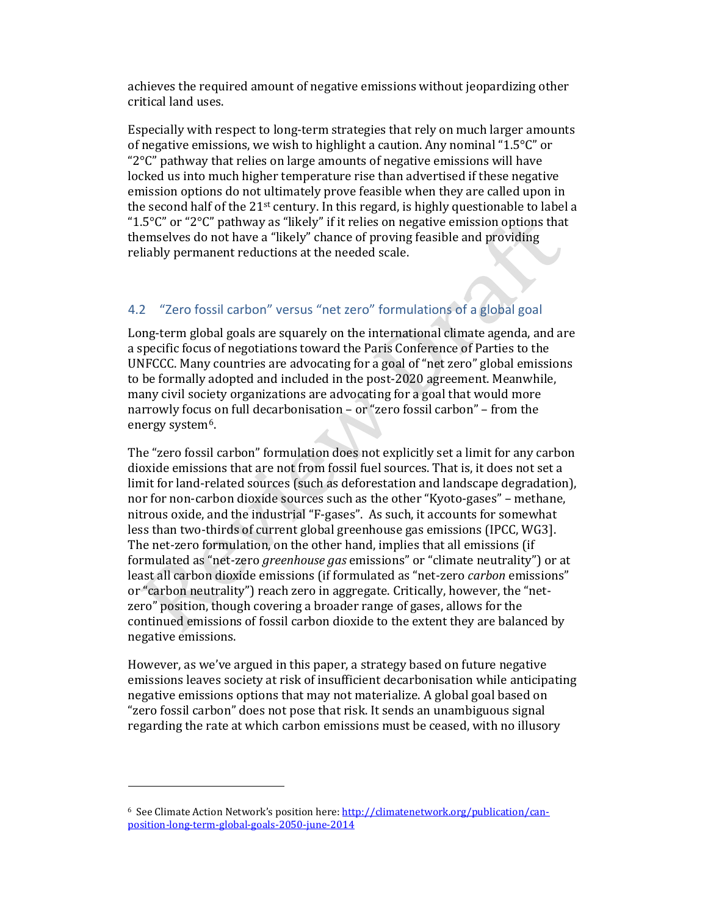achieves the required amount of negative emissions without jeopardizing other critical land uses.

Especially with respect to long-term strategies that rely on much larger amounts of negative emissions, we wish to highlight a caution. Any nominal "1.5°C" or "2°C" pathway that relies on large amounts of negative emissions will have locked us into much higher temperature rise than advertised if these negative emission options do not ultimately prove feasible when they are called upon in the second half of the 21st century. In this regard, is highly questionable to label a "1.5°C" or "2°C" pathway as "likely" if it relies on negative emission options that themselves do not have a "likely" chance of proving feasible and providing reliably permanent reductions at the needed scale.

## 4.2 "Zero fossil carbon" versus "net zero" formulations of a global goal

Long-term global goals are squarely on the international climate agenda, and are a specific focus of negotiations toward the Paris Conference of Parties to the UNFCCC. Many countries are advocating for a goal of "net zero" global emissions to be formally adopted and included in the post-2020 agreement. Meanwhile, many civil society organizations are advocating for a goal that would more narrowly focus on full decarbonisation – or "zero fossil carbon" – from the energy system[6].

The "zero fossil carbon" formulation does not explicitly set a limit for any carbon dioxide emissions that are not from fossil fuel sources. That is, it does not set a limit for land-related sources (such as deforestation and landscape degradation), nor for non-carbon dioxide sources such as the other "Kyoto-gases" – methane, nitrous oxide, and the industrial "F-gases". As such, it accounts for somewhat less than two-thirds of current global greenhouse gas emissions [IPCC, WG3]. The net-zero formulation, on the other hand, implies that all emissions (if formulated as "net-zero *greenhouse gas* emissions" or "climate neutrality") or at least all carbon dioxide emissions (if formulated as "net-zero *carbon* emissions" or "carbon neutrality") reach zero in aggregate. Critically, however, the "net-zero" position, though covering a broader range of gases, allows for the continued emissions of fossil carbon dioxide to the extent they are balanced by negative emissions.

However, as we've argued in this paper, a strategy based on future negative emissions leaves society at risk of insufficient decarbonisation while anticipating negative emissions options that may not materialize. A global goal based on "zero fossil carbon" does not pose that risk. It sends an unambiguous signal regarding the rate at which carbon emissions must be ceased, with no illusory

---

[6] See Climate Action Network's position here: http://climatenetwork.org/publication/can-position-long-term-global-goals-2050-june-2014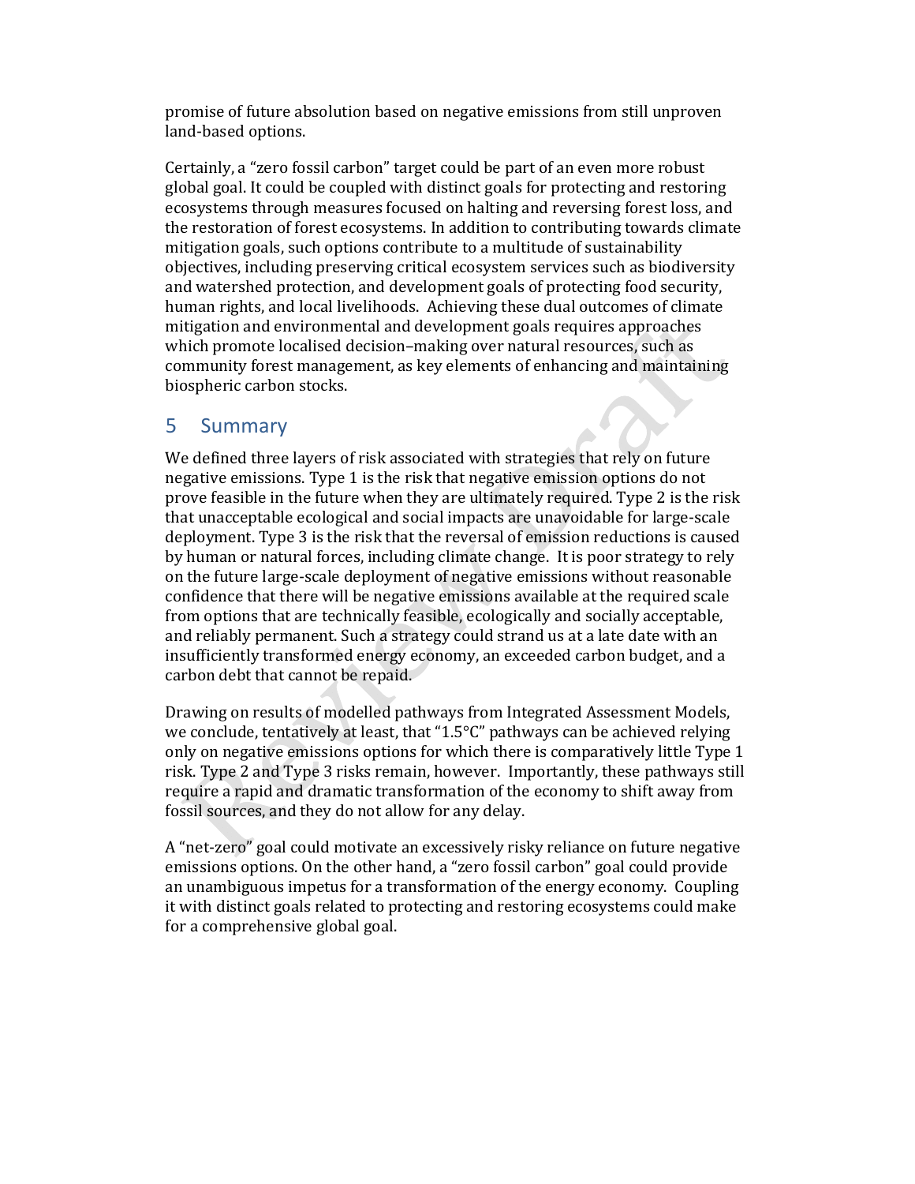promise of future absolution based on negative emissions from still unproven land-based options.

Certainly, a "zero fossil carbon" target could be part of an even more robust global goal. It could be coupled with distinct goals for protecting and restoring ecosystems through measures focused on halting and reversing forest loss, and the restoration of forest ecosystems. In addition to contributing towards climate mitigation goals, such options contribute to a multitude of sustainability objectives, including preserving critical ecosystem services such as biodiversity and watershed protection, and development goals of protecting food security, human rights, and local livelihoods. Achieving these dual outcomes of climate mitigation and environmental and development goals requires approaches which promote localised decision–making over natural resources, such as community forest management, as key elements of enhancing and maintaining biospheric carbon stocks.

## 5 Summary

We defined three layers of risk associated with strategies that rely on future negative emissions. Type 1 is the risk that negative emission options do not prove feasible in the future when they are ultimately required. Type 2 is the risk that unacceptable ecological and social impacts are unavoidable for large-scale deployment. Type 3 is the risk that the reversal of emission reductions is caused by human or natural forces, including climate change. It is poor strategy to rely on the future large-scale deployment of negative emissions without reasonable confidence that there will be negative emissions available at the required scale from options that are technically feasible, ecologically and socially acceptable, and reliably permanent. Such a strategy could strand us at a late date with an insufficiently transformed energy economy, an exceeded carbon budget, and a carbon debt that cannot be repaid.

Drawing on results of modelled pathways from Integrated Assessment Models, we conclude, tentatively at least, that "1.5°C" pathways can be achieved relying only on negative emissions options for which there is comparatively little Type 1 risk. Type 2 and Type 3 risks remain, however. Importantly, these pathways still require a rapid and dramatic transformation of the economy to shift away from fossil sources, and they do not allow for any delay.

A "net-zero" goal could motivate an excessively risky reliance on future negative emissions options. On the other hand, a "zero fossil carbon" goal could provide an unambiguous impetus for a transformation of the energy economy. Coupling it with distinct goals related to protecting and restoring ecosystems could make for a comprehensive global goal.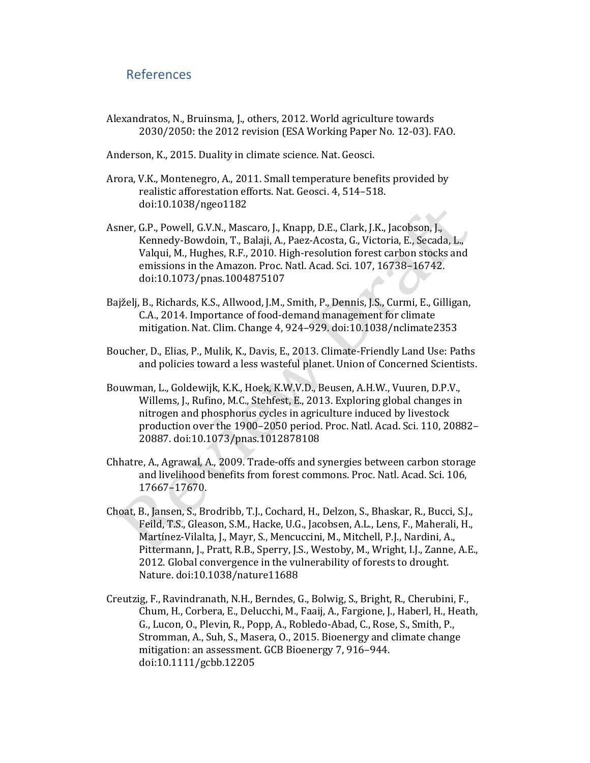## References

Alexandratos, N., Bruinsma, J., others, 2012. World agriculture towards 2030/2050: the 2012 revision (ESA Working Paper No. 12-03). FAO.

Anderson, K., 2015. Duality in climate science. Nat. Geosci.

Arora, V.K., Montenegro, A., 2011. Small temperature benefits provided by realistic afforestation efforts. Nat. Geosci. 4, 514–518. doi:10.1038/ngeo1182

Asner, G.P., Powell, G.V.N., Mascaro, J., Knapp, D.E., Clark, J.K., Jacobson, J., Kennedy-Bowdoin, T., Balaji, A., Paez-Acosta, G., Victoria, E., Secada, L., Valqui, M., Hughes, R.F., 2010. High-resolution forest carbon stocks and emissions in the Amazon. Proc. Natl. Acad. Sci. 107, 16738–16742. doi:10.1073/pnas.1004875107

Bajželj, B., Richards, K.S., Allwood, J.M., Smith, P., Dennis, J.S., Curmi, E., Gilligan, C.A., 2014. Importance of food-demand management for climate mitigation. Nat. Clim. Change 4, 924–929. doi:10.1038/nclimate2353

Boucher, D., Elias, P., Mulik, K., Davis, E., 2013. Climate-Friendly Land Use: Paths and policies toward a less wasteful planet. Union of Concerned Scientists.

Bouwman, L., Goldewijk, K.K., Hoek, K.W.V.D., Beusen, A.H.W., Vuuren, D.P.V., Willems, J., Rufino, M.C., Stehfest, E., 2013. Exploring global changes in nitrogen and phosphorus cycles in agriculture induced by livestock production over the 1900–2050 period. Proc. Natl. Acad. Sci. 110, 20882–20887. doi:10.1073/pnas.1012878108

Chhatre, A., Agrawal, A., 2009. Trade-offs and synergies between carbon storage and livelihood benefits from forest commons. Proc. Natl. Acad. Sci. 106, 17667–17670.

Choat, B., Jansen, S., Brodribb, T.J., Cochard, H., Delzon, S., Bhaskar, R., Bucci, S.J., Feild, T.S., Gleason, S.M., Hacke, U.G., Jacobsen, A.L., Lens, F., Maherali, H., Martínez-Vilalta, J., Mayr, S., Mencuccini, M., Mitchell, P.J., Nardini, A., Pittermann, J., Pratt, R.B., Sperry, J.S., Westoby, M., Wright, I.J., Zanne, A.E., 2012. Global convergence in the vulnerability of forests to drought. Nature. doi:10.1038/nature11688

Creutzig, F., Ravindranath, N.H., Berndes, G., Bolwig, S., Bright, R., Cherubini, F., Chum, H., Corbera, E., Delucchi, M., Faaij, A., Fargione, J., Haberl, H., Heath, G., Lucon, O., Plevin, R., Popp, A., Robledo-Abad, C., Rose, S., Smith, P., Stromman, A., Suh, S., Masera, O., 2015. Bioenergy and climate change mitigation: an assessment. GCB Bioenergy 7, 916–944. doi:10.1111/gcbb.12205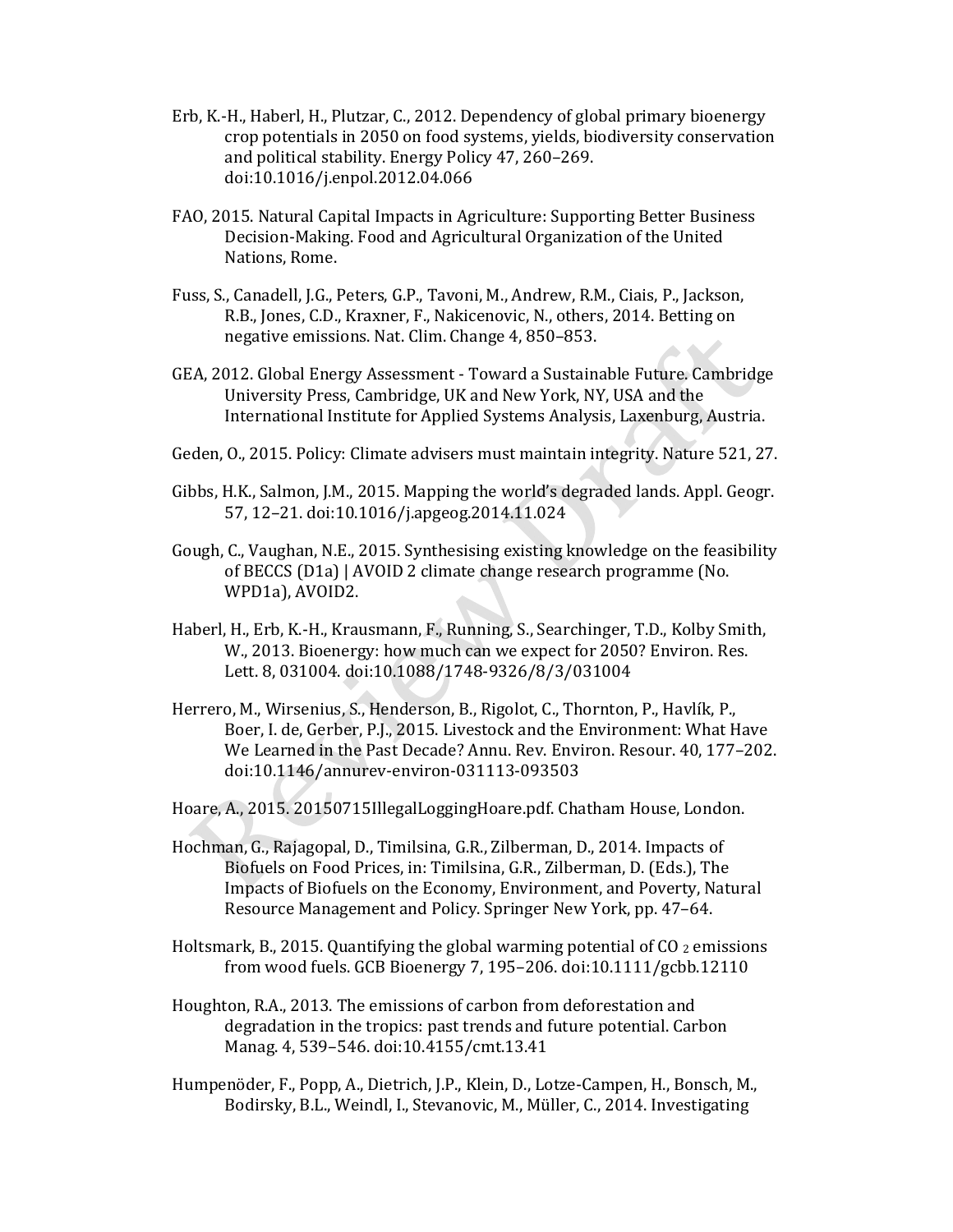Erb, K.-H., Haberl, H., Plutzar, C., 2012. Dependency of global primary bioenergy crop potentials in 2050 on food systems, yields, biodiversity conservation and political stability. Energy Policy 47, 260–269. doi:10.1016/j.enpol.2012.04.066

FAO, 2015. Natural Capital Impacts in Agriculture: Supporting Better Business Decision-Making. Food and Agricultural Organization of the United Nations, Rome.

Fuss, S., Canadell, J.G., Peters, G.P., Tavoni, M., Andrew, R.M., Ciais, P., Jackson, R.B., Jones, C.D., Kraxner, F., Nakicenovic, N., others, 2014. Betting on negative emissions. Nat. Clim. Change 4, 850–853.

GEA, 2012. Global Energy Assessment - Toward a Sustainable Future. Cambridge University Press, Cambridge, UK and New York, NY, USA and the International Institute for Applied Systems Analysis, Laxenburg, Austria.

Geden, O., 2015. Policy: Climate advisers must maintain integrity. Nature 521, 27.

Gibbs, H.K., Salmon, J.M., 2015. Mapping the world's degraded lands. Appl. Geogr. 57, 12–21. doi:10.1016/j.apgeog.2014.11.024

Gough, C., Vaughan, N.E., 2015. Synthesising existing knowledge on the feasibility of BECCS (D1a) | AVOID 2 climate change research programme (No. WPD1a), AVOID2.

Haberl, H., Erb, K.-H., Krausmann, F., Running, S., Searchinger, T.D., Kolby Smith, W., 2013. Bioenergy: how much can we expect for 2050? Environ. Res. Lett. 8, 031004. doi:10.1088/1748-9326/8/3/031004

Herrero, M., Wirsenius, S., Henderson, B., Rigolot, C., Thornton, P., Havlík, P., Boer, I. de, Gerber, P.J., 2015. Livestock and the Environment: What Have We Learned in the Past Decade? Annu. Rev. Environ. Resour. 40, 177–202. doi:10.1146/annurev-environ-031113-093503

Hoare, A., 2015. 20150715IllegalLoggingHoare.pdf. Chatham House, London.

Hochman, G., Rajagopal, D., Timilsina, G.R., Zilberman, D., 2014. Impacts of Biofuels on Food Prices, in: Timilsina, G.R., Zilberman, D. (Eds.), The Impacts of Biofuels on the Economy, Environment, and Poverty, Natural Resource Management and Policy. Springer New York, pp. 47–64.

Holtsmark, B., 2015. Quantifying the global warming potential of $CO_2$ emissions from wood fuels. GCB Bioenergy 7, 195–206. doi:10.1111/gcbb.12110

Houghton, R.A., 2013. The emissions of carbon from deforestation and degradation in the tropics: past trends and future potential. Carbon Manag. 4, 539–546. doi:10.4155/cmt.13.41

Humpenöder, F., Popp, A., Dietrich, J.P., Klein, D., Lotze-Campen, H., Bonsch, M., Bodirsky, B.L., Weindl, I., Stevanovic, M., Müller, C., 2014. Investigating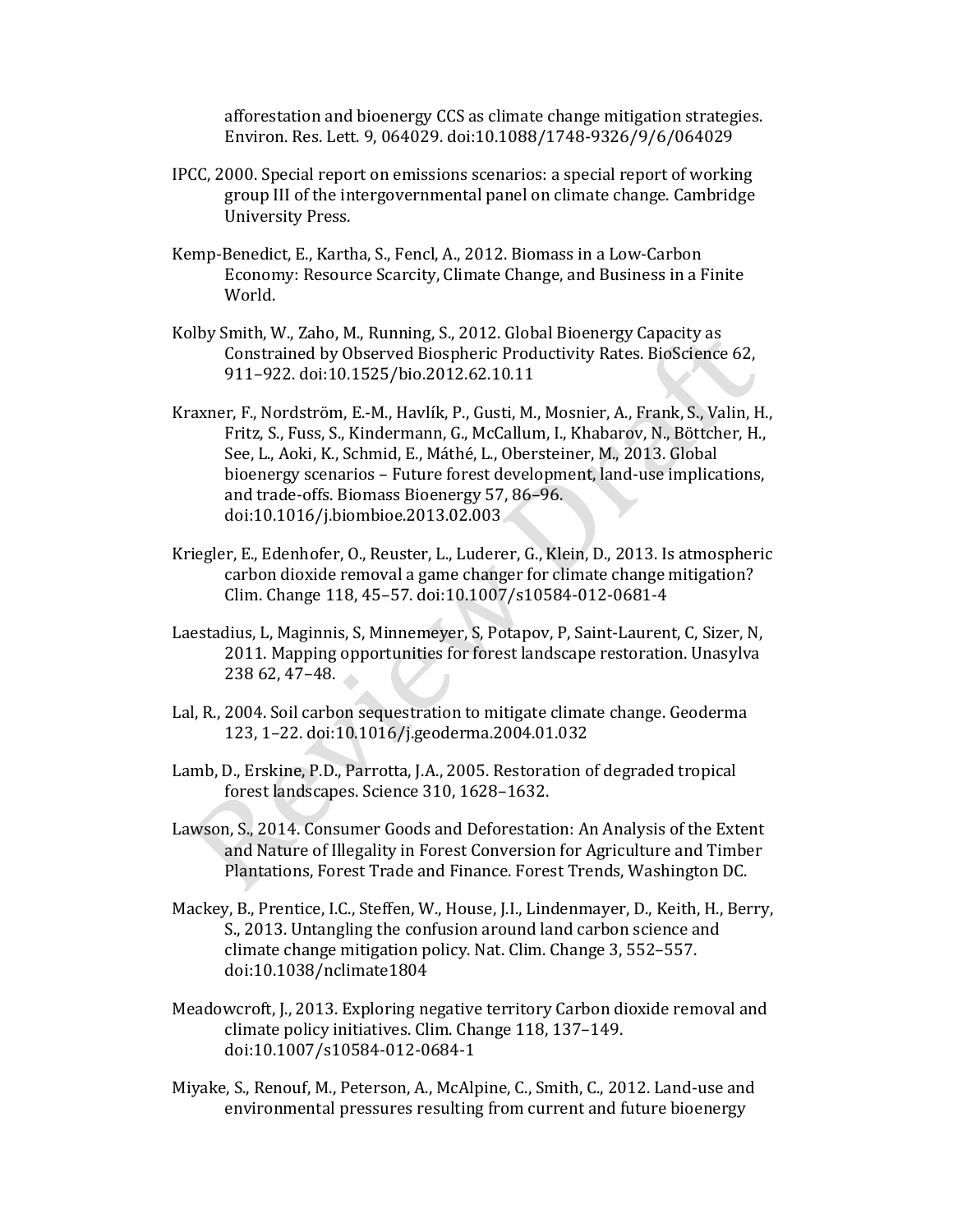afforestation and bioenergy CCS as climate change mitigation strategies. Environ. Res. Lett. 9, 064029. doi:10.1088/1748-9326/9/6/064029

IPCC, 2000. Special report on emissions scenarios: a special report of working group III of the intergovernmental panel on climate change. Cambridge University Press.

Kemp-Benedict, E., Kartha, S., Fencl, A., 2012. Biomass in a Low-Carbon Economy: Resource Scarcity, Climate Change, and Business in a Finite World.

Kolby Smith, W., Zaho, M., Running, S., 2012. Global Bioenergy Capacity as Constrained by Observed Biospheric Productivity Rates. BioScience 62, 911–922. doi:10.1525/bio.2012.62.10.11

Kraxner, F., Nordström, E.-M., Havlík, P., Gusti, M., Mosnier, A., Frank, S., Valin, H., Fritz, S., Fuss, S., Kindermann, G., McCallum, I., Khabarov, N., Böttcher, H., See, L., Aoki, K., Schmid, E., Máthé, L., Obersteiner, M., 2013. Global bioenergy scenarios – Future forest development, land-use implications, and trade-offs. Biomass Bioenergy 57, 86–96. doi:10.1016/j.biombioe.2013.02.003

Kriegler, E., Edenhofer, O., Reuster, L., Luderer, G., Klein, D., 2013. Is atmospheric carbon dioxide removal a game changer for climate change mitigation? Clim. Change 118, 45–57. doi:10.1007/s10584-012-0681-4

Laestadius, L, Maginnis, S, Minnemeyer, S, Potapov, P, Saint-Laurent, C, Sizer, N, 2011. Mapping opportunities for forest landscape restoration. Unasylva 238 62, 47–48.

Lal, R., 2004. Soil carbon sequestration to mitigate climate change. Geoderma 123, 1–22. doi:10.1016/j.geoderma.2004.01.032

Lamb, D., Erskine, P.D., Parrotta, J.A., 2005. Restoration of degraded tropical forest landscapes. Science 310, 1628–1632.

Lawson, S., 2014. Consumer Goods and Deforestation: An Analysis of the Extent and Nature of Illegality in Forest Conversion for Agriculture and Timber Plantations, Forest Trade and Finance. Forest Trends, Washington DC.

Mackey, B., Prentice, I.C., Steffen, W., House, J.I., Lindenmayer, D., Keith, H., Berry, S., 2013. Untangling the confusion around land carbon science and climate change mitigation policy. Nat. Clim. Change 3, 552–557. doi:10.1038/nclimate1804

Meadowcroft, J., 2013. Exploring negative territory Carbon dioxide removal and climate policy initiatives. Clim. Change 118, 137–149. doi:10.1007/s10584-012-0684-1

Miyake, S., Renouf, M., Peterson, A., McAlpine, C., Smith, C., 2012. Land-use and environmental pressures resulting from current and future bioenergy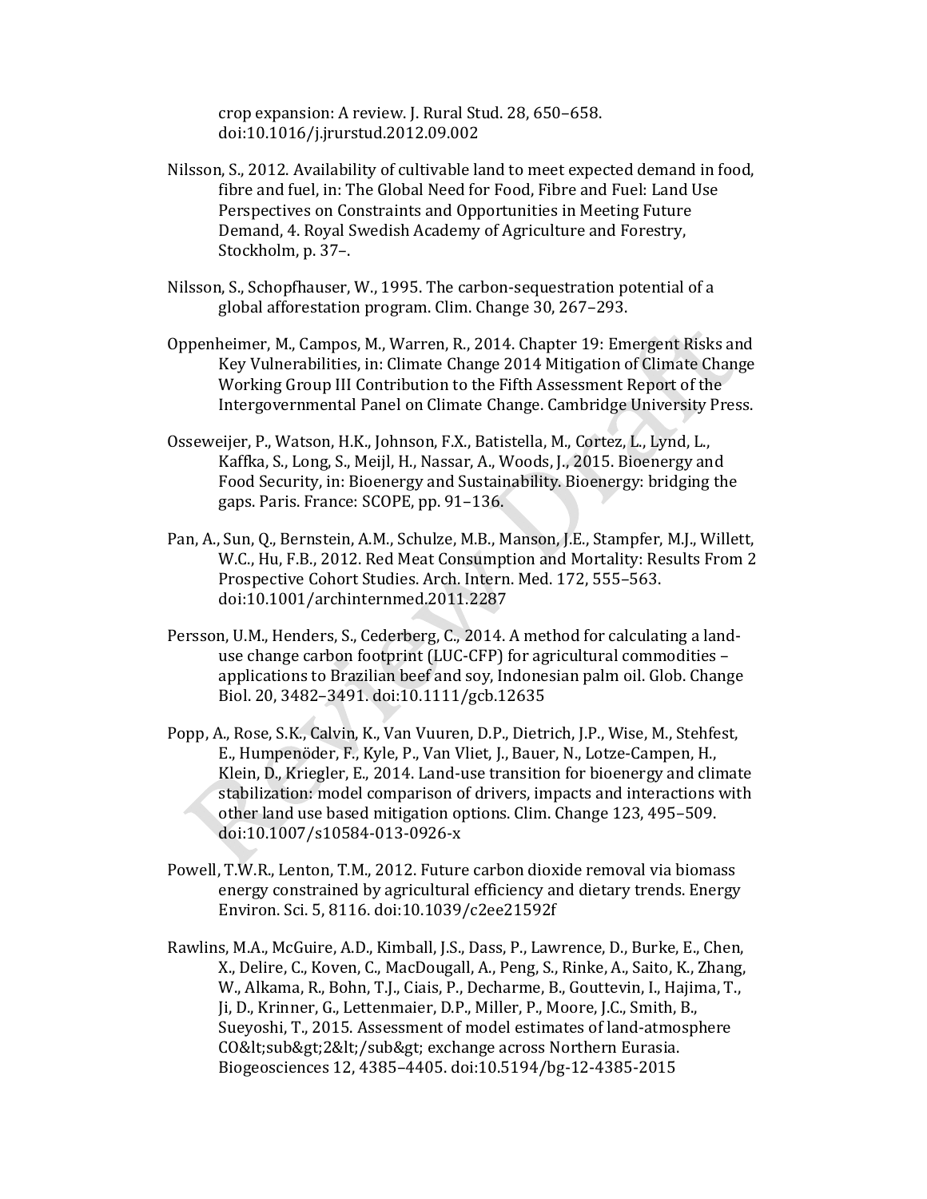crop expansion: A review. J. Rural Stud. 28, 650–658. doi:10.1016/j.jrurstud.2012.09.002

Nilsson, S., 2012. Availability of cultivable land to meet expected demand in food, fibre and fuel, in: The Global Need for Food, Fibre and Fuel: Land Use Perspectives on Constraints and Opportunities in Meeting Future Demand, 4. Royal Swedish Academy of Agriculture and Forestry, Stockholm, p. 37–.

Nilsson, S., Schopfhauser, W., 1995. The carbon-sequestration potential of a global afforestation program. Clim. Change 30, 267–293.

Oppenheimer, M., Campos, M., Warren, R., 2014. Chapter 19: Emergent Risks and Key Vulnerabilities, in: Climate Change 2014 Mitigation of Climate Change Working Group III Contribution to the Fifth Assessment Report of the Intergovernmental Panel on Climate Change. Cambridge University Press.

Osseweijer, P., Watson, H.K., Johnson, F.X., Batistella, M., Cortez, L., Lynd, L., Kaffka, S., Long, S., Meijl, H., Nassar, A., Woods, J., 2015. Bioenergy and Food Security, in: Bioenergy and Sustainability. Bioenergy: bridging the gaps. Paris. France: SCOPE, pp. 91–136.

Pan, A., Sun, Q., Bernstein, A.M., Schulze, M.B., Manson, J.E., Stampfer, M.J., Willett, W.C., Hu, F.B., 2012. Red Meat Consumption and Mortality: Results From 2 Prospective Cohort Studies. Arch. Intern. Med. 172, 555–563. doi:10.1001/archinternmed.2011.2287

Persson, U.M., Henders, S., Cederberg, C., 2014. A method for calculating a land-use change carbon footprint (LUC-CFP) for agricultural commodities – applications to Brazilian beef and soy, Indonesian palm oil. Glob. Change Biol. 20, 3482–3491. doi:10.1111/gcb.12635

Popp, A., Rose, S.K., Calvin, K., Van Vuuren, D.P., Dietrich, J.P., Wise, M., Stehfest, E., Humpenöder, F., Kyle, P., Van Vliet, J., Bauer, N., Lotze-Campen, H., Klein, D., Kriegler, E., 2014. Land-use transition for bioenergy and climate stabilization: model comparison of drivers, impacts and interactions with other land use based mitigation options. Clim. Change 123, 495–509. doi:10.1007/s10584-013-0926-x

Powell, T.W.R., Lenton, T.M., 2012. Future carbon dioxide removal via biomass energy constrained by agricultural efficiency and dietary trends. Energy Environ. Sci. 5, 8116. doi:10.1039/c2ee21592f

Rawlins, M.A., McGuire, A.D., Kimball, J.S., Dass, P., Lawrence, D., Burke, E., Chen, X., Delire, C., Koven, C., MacDougall, A., Peng, S., Rinke, A., Saito, K., Zhang, W., Alkama, R., Bohn, T.J., Ciais, P., Decharme, B., Gouttevin, I., Hajima, T., Ji, D., Krinner, G., Lettenmaier, D.P., Miller, P., Moore, J.C., Smith, B., Sueyoshi, T., 2015. Assessment of model estimates of land-atmosphere CO&lt;sub&gt;2&lt;/sub&gt; exchange across Northern Eurasia. Biogeosciences 12, 4385–4405. doi:10.5194/bg-12-4385-2015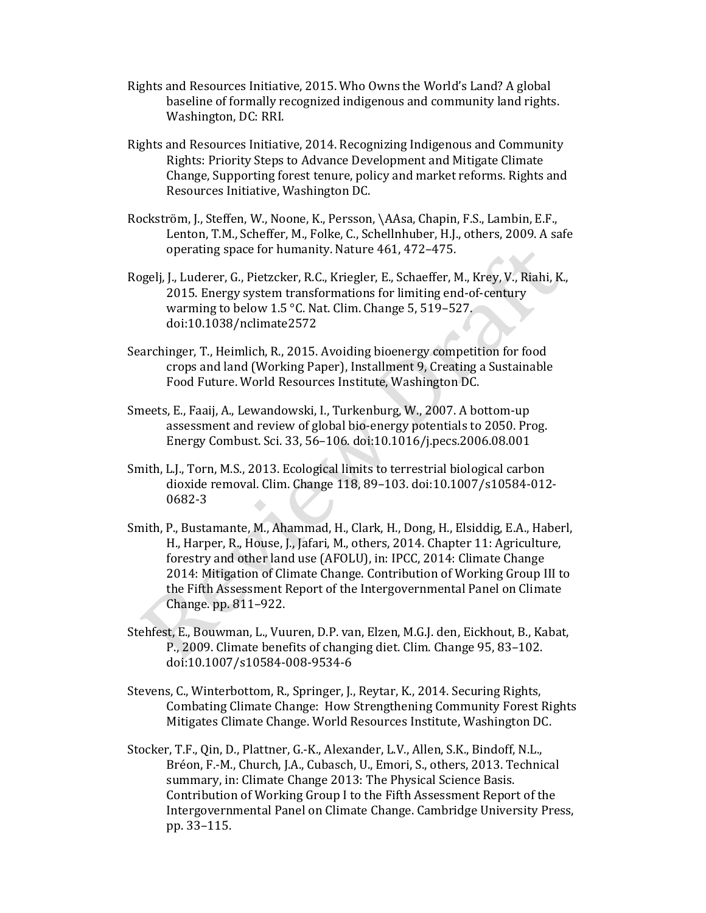Rights and Resources Initiative, 2015. Who Owns the World's Land? A global baseline of formally recognized indigenous and community land rights. Washington, DC: RRI.

Rights and Resources Initiative, 2014. Recognizing Indigenous and Community Rights: Priority Steps to Advance Development and Mitigate Climate Change, Supporting forest tenure, policy and market reforms. Rights and Resources Initiative, Washington DC.

Rockström, J., Steffen, W., Noone, K., Persson, \AAsa, Chapin, F.S., Lambin, E.F., Lenton, T.M., Scheffer, M., Folke, C., Schellnhuber, H.J., others, 2009. A safe operating space for humanity. Nature 461, 472–475.

Rogelj, J., Luderer, G., Pietzcker, R.C., Kriegler, E., Schaeffer, M., Krey, V., Riahi, K., 2015. Energy system transformations for limiting end-of-century warming to below 1.5 °C. Nat. Clim. Change 5, 519–527. doi:10.1038/nclimate2572

Searchinger, T., Heimlich, R., 2015. Avoiding bioenergy competition for food crops and land (Working Paper), Installment 9, Creating a Sustainable Food Future. World Resources Institute, Washington DC.

Smeets, E., Faaij, A., Lewandowski, I., Turkenburg, W., 2007. A bottom-up assessment and review of global bio-energy potentials to 2050. Prog. Energy Combust. Sci. 33, 56–106. doi:10.1016/j.pecs.2006.08.001

Smith, L.J., Torn, M.S., 2013. Ecological limits to terrestrial biological carbon dioxide removal. Clim. Change 118, 89–103. doi:10.1007/s10584-012-0682-3

Smith, P., Bustamante, M., Ahammad, H., Clark, H., Dong, H., Elsiddig, E.A., Haberl, H., Harper, R., House, J., Jafari, M., others, 2014. Chapter 11: Agriculture, forestry and other land use (AFOLU), in: IPCC, 2014: Climate Change 2014: Mitigation of Climate Change. Contribution of Working Group III to the Fifth Assessment Report of the Intergovernmental Panel on Climate Change. pp. 811–922.

Stehfest, E., Bouwman, L., Vuuren, D.P. van, Elzen, M.G.J. den, Eickhout, B., Kabat, P., 2009. Climate benefits of changing diet. Clim. Change 95, 83–102. doi:10.1007/s10584-008-9534-6

Stevens, C., Winterbottom, R., Springer, J., Reytar, K., 2014. Securing Rights, Combating Climate Change: How Strengthening Community Forest Rights Mitigates Climate Change. World Resources Institute, Washington DC.

Stocker, T.F., Qin, D., Plattner, G.-K., Alexander, L.V., Allen, S.K., Bindoff, N.L., Bréon, F.-M., Church, J.A., Cubasch, U., Emori, S., others, 2013. Technical summary, in: Climate Change 2013: The Physical Science Basis. Contribution of Working Group I to the Fifth Assessment Report of the Intergovernmental Panel on Climate Change. Cambridge University Press, pp. 33–115.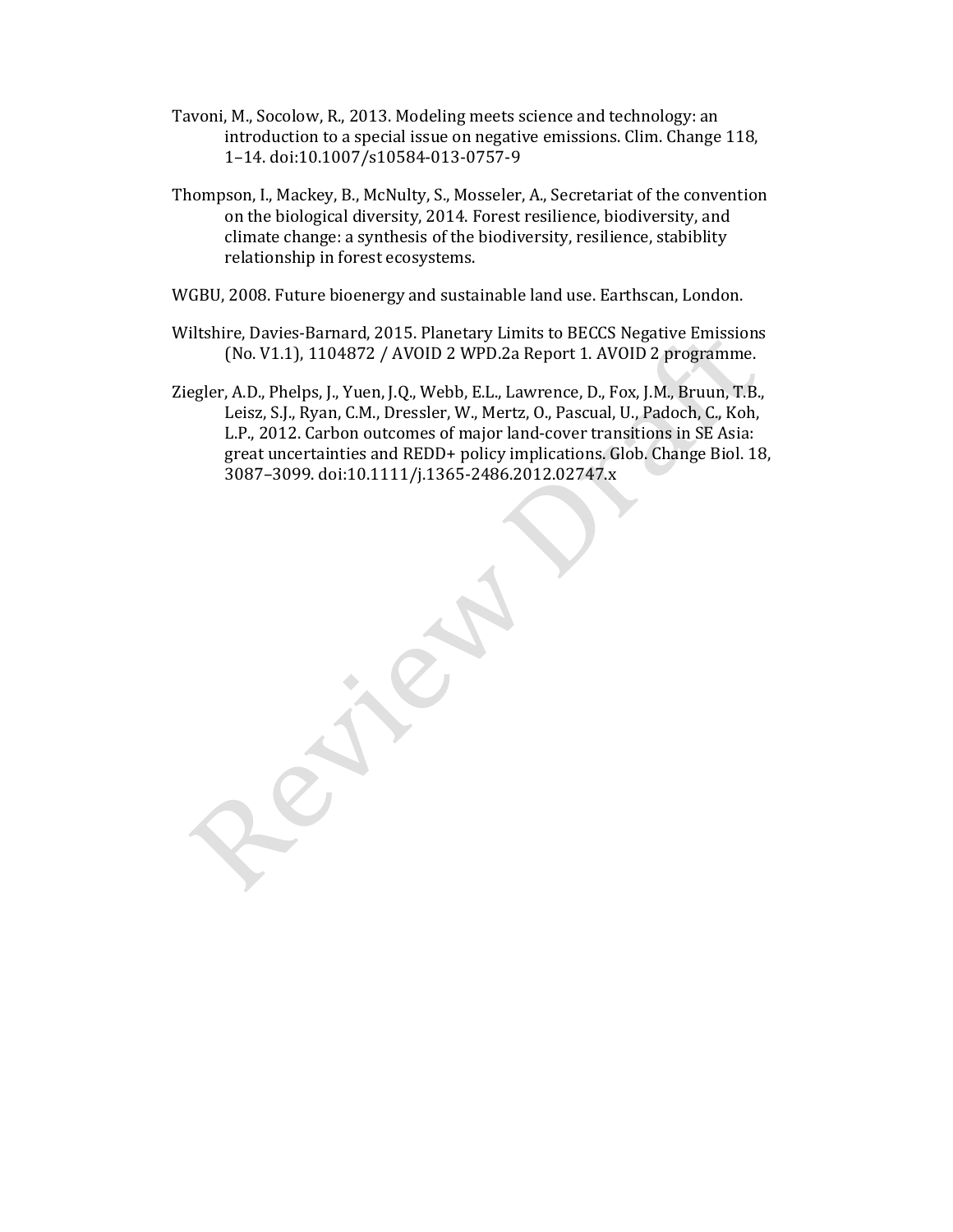Tavoni, M., Socolow, R., 2013. Modeling meets science and technology: an introduction to a special issue on negative emissions. Clim. Change 118, 1–14. doi:10.1007/s10584-013-0757-9

Thompson, I., Mackey, B., McNulty, S., Mosseler, A., Secretariat of the convention on the biological diversity, 2014. Forest resilience, biodiversity, and climate change: a synthesis of the biodiversity, resilience, stabiblity relationship in forest ecosystems.

WGBU, 2008. Future bioenergy and sustainable land use. Earthscan, London.

Wiltshire, Davies-Barnard, 2015. Planetary Limits to BECCS Negative Emissions (No. V1.1), 1104872 / AVOID 2 WPD.2a Report 1. AVOID 2 programme.

Ziegler, A.D., Phelps, J., Yuen, J.Q., Webb, E.L., Lawrence, D., Fox, J.M., Bruun, T.B., Leisz, S.J., Ryan, C.M., Dressler, W., Mertz, O., Pascual, U., Padoch, C., Koh, L.P., 2012. Carbon outcomes of major land-cover transitions in SE Asia: great uncertainties and REDD+ policy implications. Glob. Change Biol. 18, 3087–3099. doi:10.1111/j.1365-2486.2012.02747.x